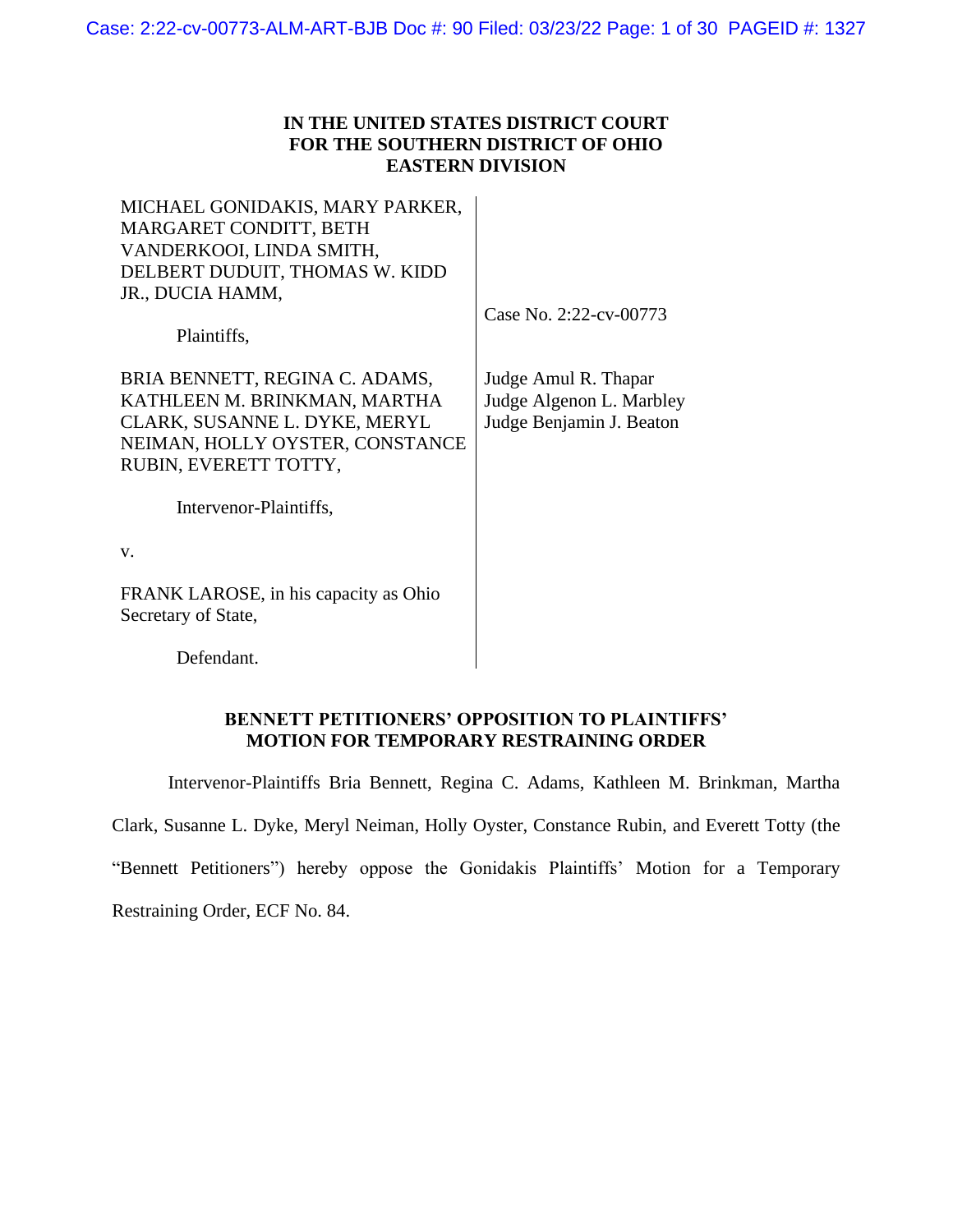**IN THE UNITED STATES DISTRICT COURT**
**FOR THE SOUTHERN DISTRICT OF OHIO**
**EASTERN DIVISION**

| | |
|---|---|
| MICHAEL GONIDAKIS, MARY PARKER, MARGARET CONDITT, BETH VANDERKOOI, LINDA SMITH, DELBERT DUDUIT, THOMAS W. KIDD JR., DUCIA HAMM,<br><br>Plaintiffs, | Case No. 2:22-cv-00773 |
| BRIA BENNETT, REGINA C. ADAMS, KATHLEEN M. BRINKMAN, MARTHA CLARK, SUSANNE L. DYKE, MERYL NEIMAN, HOLLY OYSTER, CONSTANCE RUBIN, EVERETT TOTTY,<br><br>Intervenor-Plaintiffs, | Judge Amul R. Thapar<br>Judge Algenon L. Marbley<br>Judge Benjamin J. Beaton |
| v. | |
| FRANK LAROSE, in his capacity as Ohio Secretary of State,<br><br>Defendant. | |

**BENNETT PETITIONERS' OPPOSITION TO PLAINTIFFS' MOTION FOR TEMPORARY RESTRAINING ORDER**

Intervenor-Plaintiffs Bria Bennett, Regina C. Adams, Kathleen M. Brinkman, Martha Clark, Susanne L. Dyke, Meryl Neiman, Holly Oyster, Constance Rubin, and Everett Totty (the "Bennett Petitioners") hereby oppose the Gonidakis Plaintiffs' Motion for a Temporary Restraining Order, ECF No. 84.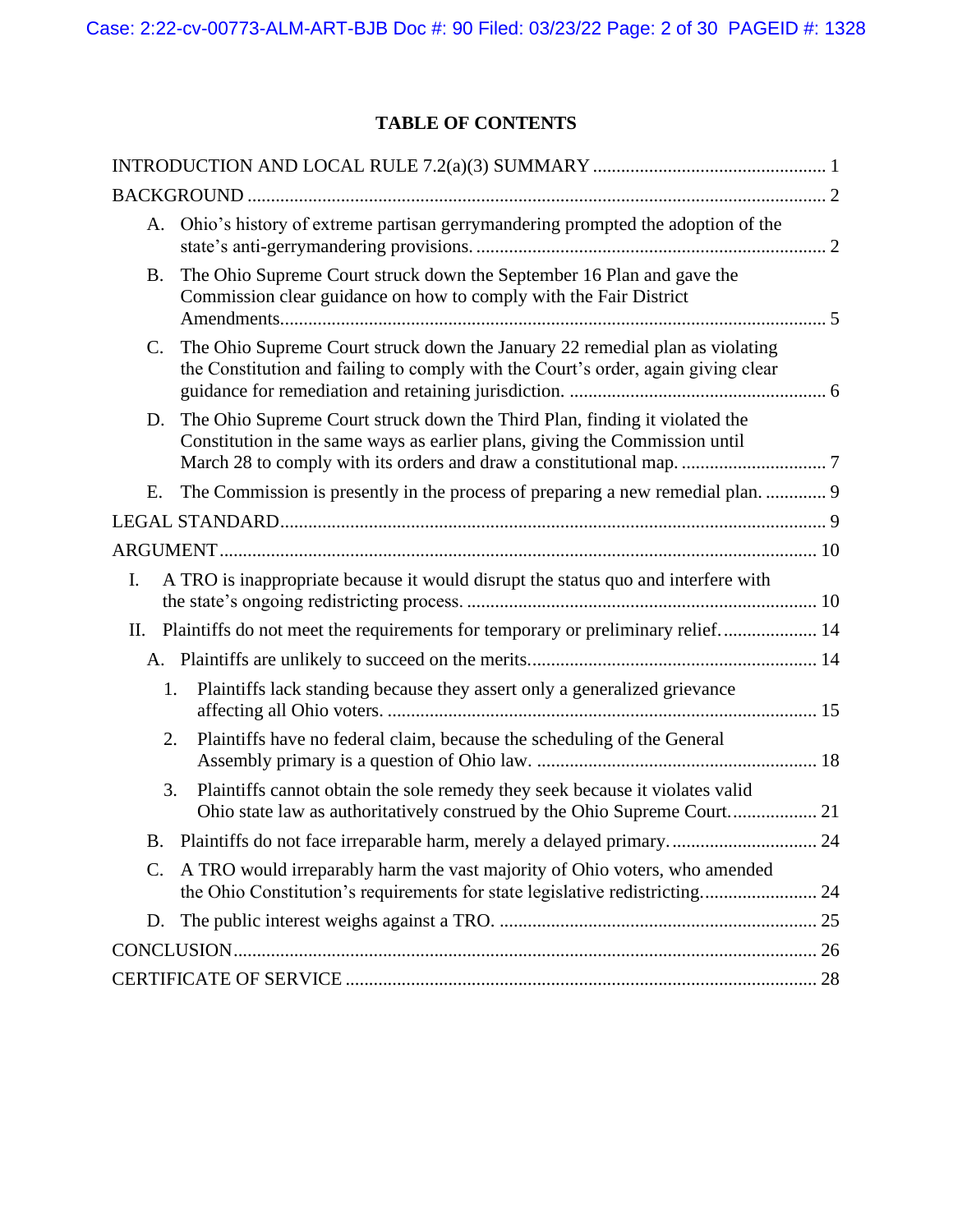## TABLE OF CONTENTS

INTRODUCTION AND LOCAL RULE 7.2(a)(3) SUMMARY .......... 1

BACKGROUND .......... 2

- A. Ohio's history of extreme partisan gerrymandering prompted the adoption of the state's anti-gerrymandering provisions. .......... 2
- B. The Ohio Supreme Court struck down the September 16 Plan and gave the Commission clear guidance on how to comply with the Fair District Amendments. .......... 5
- C. The Ohio Supreme Court struck down the January 22 remedial plan as violating the Constitution and failing to comply with the Court's order, again giving clear guidance for remediation and retaining jurisdiction. .......... 6
- D. The Ohio Supreme Court struck down the Third Plan, finding it violated the Constitution in the same ways as earlier plans, giving the Commission until March 28 to comply with its orders and draw a constitutional map. .......... 7
- E. The Commission is presently in the process of preparing a new remedial plan. .......... 9

LEGAL STANDARD .......... 9

ARGUMENT .......... 10

- I. A TRO is inappropriate because it would disrupt the status quo and interfere with the state's ongoing redistricting process. .......... 10
- II. Plaintiffs do not meet the requirements for temporary or preliminary relief. .......... 14
  - A. Plaintiffs are unlikely to succeed on the merits. .......... 14
    - 1. Plaintiffs lack standing because they assert only a generalized grievance affecting all Ohio voters. .......... 15
    - 2. Plaintiffs have no federal claim, because the scheduling of the General Assembly primary is a question of Ohio law. .......... 18
    - 3. Plaintiffs cannot obtain the sole remedy they seek because it violates valid Ohio state law as authoritatively construed by the Ohio Supreme Court. .......... 21
  - B. Plaintiffs do not face irreparable harm, merely a delayed primary. .......... 24
  - C. A TRO would irreparably harm the vast majority of Ohio voters, who amended the Ohio Constitution's requirements for state legislative redistricting. .......... 24
  - D. The public interest weighs against a TRO. .......... 25

CONCLUSION .......... 26

CERTIFICATE OF SERVICE .......... 28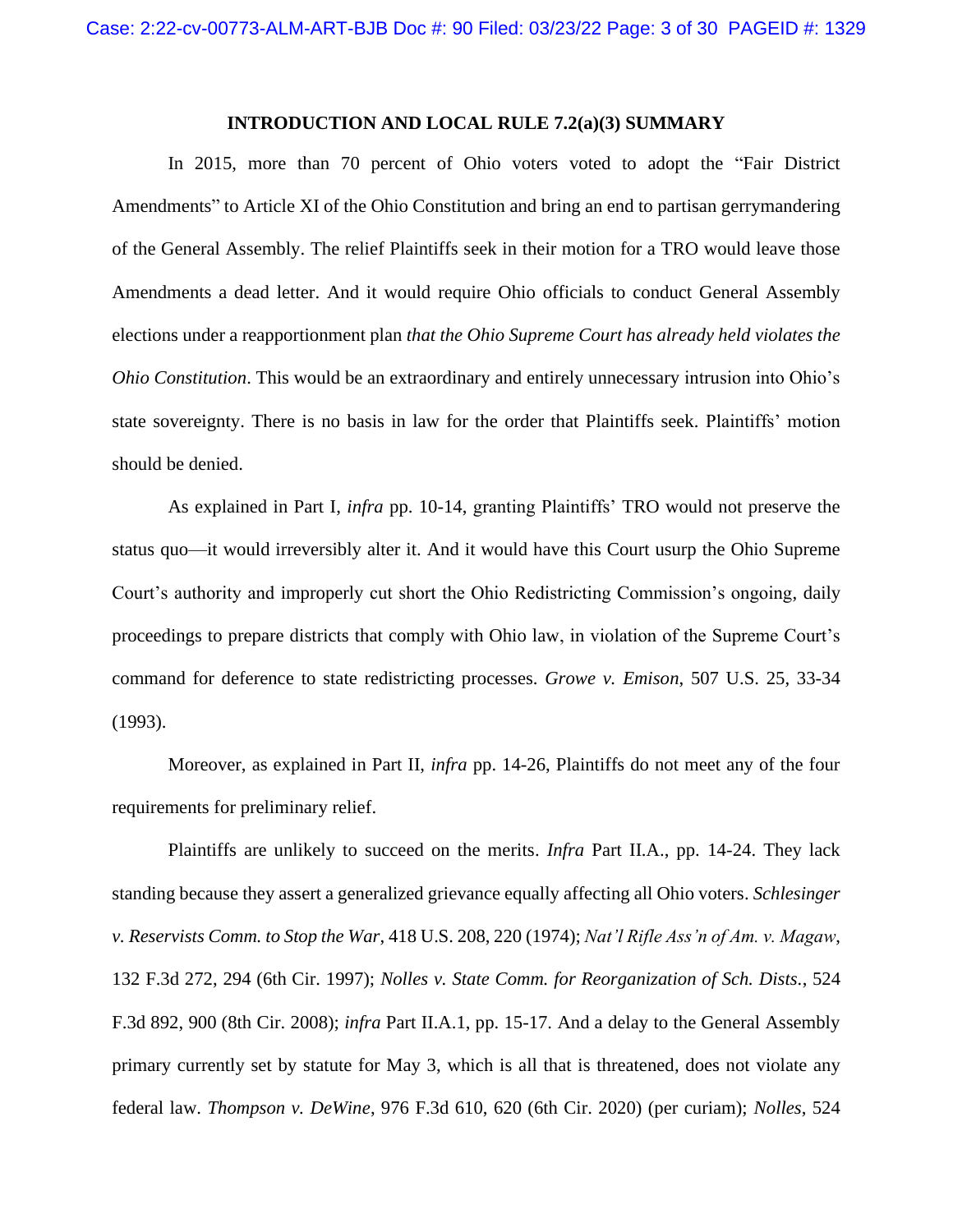## INTRODUCTION AND LOCAL RULE 7.2(a)(3) SUMMARY

In 2015, more than 70 percent of Ohio voters voted to adopt the "Fair District Amendments" to Article XI of the Ohio Constitution and bring an end to partisan gerrymandering of the General Assembly. The relief Plaintiffs seek in their motion for a TRO would leave those Amendments a dead letter. And it would require Ohio officials to conduct General Assembly elections under a reapportionment plan *that the Ohio Supreme Court has already held violates the Ohio Constitution*. This would be an extraordinary and entirely unnecessary intrusion into Ohio's state sovereignty. There is no basis in law for the order that Plaintiffs seek. Plaintiffs' motion should be denied.

As explained in Part I, *infra* pp. 10-14, granting Plaintiffs' TRO would not preserve the status quo—it would irreversibly alter it. And it would have this Court usurp the Ohio Supreme Court's authority and improperly cut short the Ohio Redistricting Commission's ongoing, daily proceedings to prepare districts that comply with Ohio law, in violation of the Supreme Court's command for deference to state redistricting processes. *Growe v. Emison*, 507 U.S. 25, 33-34 (1993).

Moreover, as explained in Part II, *infra* pp. 14-26, Plaintiffs do not meet any of the four requirements for preliminary relief.

Plaintiffs are unlikely to succeed on the merits. *Infra* Part II.A., pp. 14-24. They lack standing because they assert a generalized grievance equally affecting all Ohio voters. *Schlesinger v. Reservists Comm. to Stop the War*, 418 U.S. 208, 220 (1974); *Nat'l Rifle Ass'n of Am. v. Magaw*, 132 F.3d 272, 294 (6th Cir. 1997); *Nolles v. State Comm. for Reorganization of Sch. Dists.*, 524 F.3d 892, 900 (8th Cir. 2008); *infra* Part II.A.1, pp. 15-17. And a delay to the General Assembly primary currently set by statute for May 3, which is all that is threatened, does not violate any federal law. *Thompson v. DeWine*, 976 F.3d 610, 620 (6th Cir. 2020) (per curiam); *Nolles*, 524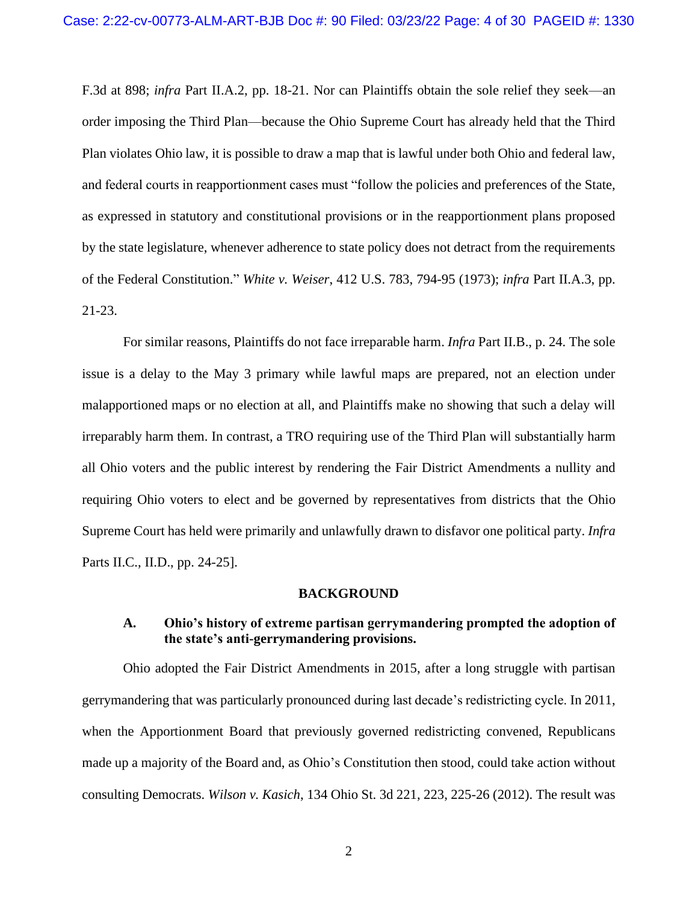F.3d at 898; *infra* Part II.A.2, pp. 18-21. Nor can Plaintiffs obtain the sole relief they seek—an order imposing the Third Plan—because the Ohio Supreme Court has already held that the Third Plan violates Ohio law, it is possible to draw a map that is lawful under both Ohio and federal law, and federal courts in reapportionment cases must "follow the policies and preferences of the State, as expressed in statutory and constitutional provisions or in the reapportionment plans proposed by the state legislature, whenever adherence to state policy does not detract from the requirements of the Federal Constitution." *White v. Weiser*, 412 U.S. 783, 794-95 (1973); *infra* Part II.A.3, pp. 21-23.

For similar reasons, Plaintiffs do not face irreparable harm. *Infra* Part II.B., p. 24. The sole issue is a delay to the May 3 primary while lawful maps are prepared, not an election under malapportioned maps or no election at all, and Plaintiffs make no showing that such a delay will irreparably harm them. In contrast, a TRO requiring use of the Third Plan will substantially harm all Ohio voters and the public interest by rendering the Fair District Amendments a nullity and requiring Ohio voters to elect and be governed by representatives from districts that the Ohio Supreme Court has held were primarily and unlawfully drawn to disfavor one political party. *Infra* Parts II.C., II.D., pp. 24-25].

## BACKGROUND

### A. Ohio's history of extreme partisan gerrymandering prompted the adoption of the state's anti-gerrymandering provisions.

Ohio adopted the Fair District Amendments in 2015, after a long struggle with partisan gerrymandering that was particularly pronounced during last decade's redistricting cycle. In 2011, when the Apportionment Board that previously governed redistricting convened, Republicans made up a majority of the Board and, as Ohio's Constitution then stood, could take action without consulting Democrats. *Wilson v. Kasich*, 134 Ohio St. 3d 221, 223, 225-26 (2012). The result was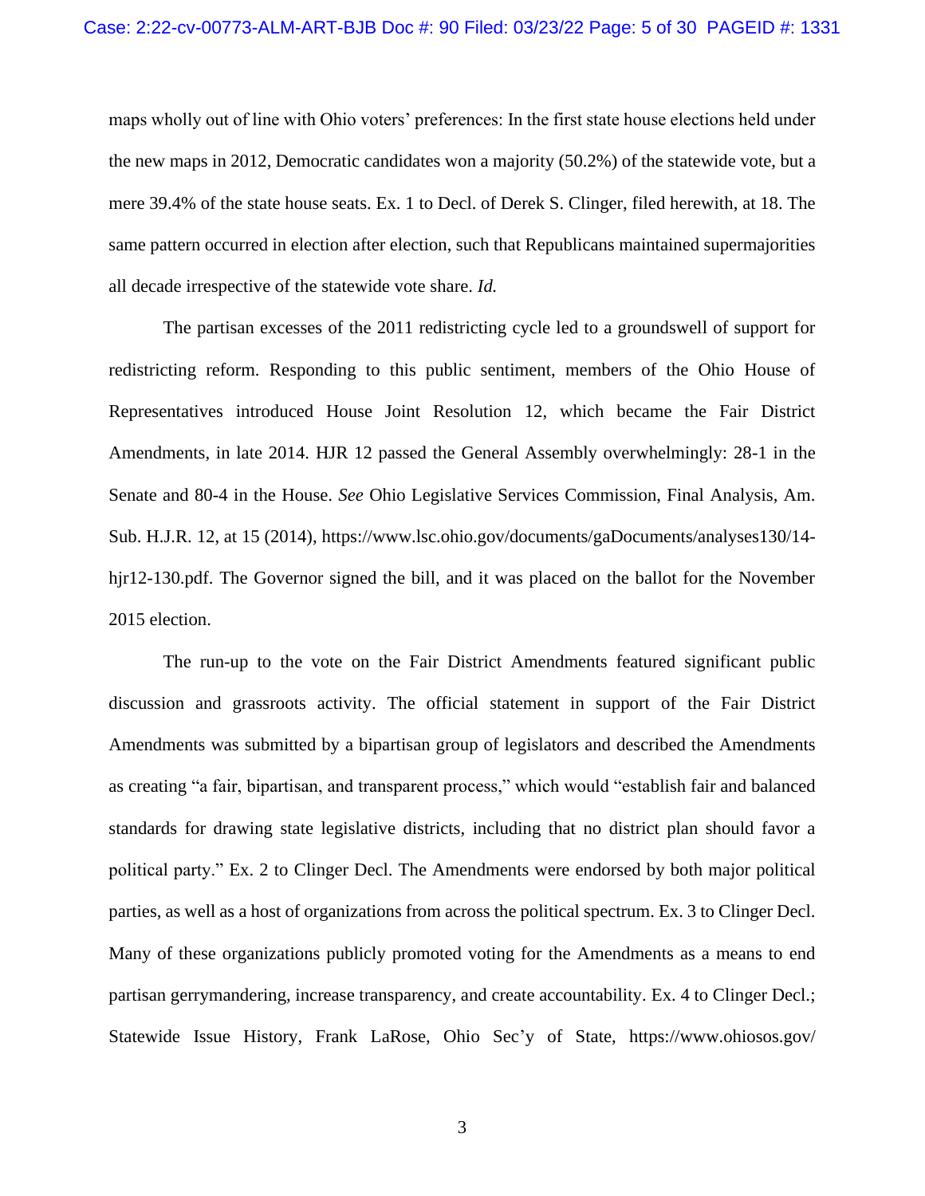maps wholly out of line with Ohio voters' preferences: In the first state house elections held under the new maps in 2012, Democratic candidates won a majority (50.2%) of the statewide vote, but a mere 39.4% of the state house seats. Ex. 1 to Decl. of Derek S. Clinger, filed herewith, at 18. The same pattern occurred in election after election, such that Republicans maintained supermajorities all decade irrespective of the statewide vote share. *Id.*

The partisan excesses of the 2011 redistricting cycle led to a groundswell of support for redistricting reform. Responding to this public sentiment, members of the Ohio House of Representatives introduced House Joint Resolution 12, which became the Fair District Amendments, in late 2014. HJR 12 passed the General Assembly overwhelmingly: 28-1 in the Senate and 80-4 in the House. *See* Ohio Legislative Services Commission, Final Analysis, Am. Sub. H.J.R. 12, at 15 (2014), https://www.lsc.ohio.gov/documents/gaDocuments/analyses130/14-hjr12-130.pdf. The Governor signed the bill, and it was placed on the ballot for the November 2015 election.

The run-up to the vote on the Fair District Amendments featured significant public discussion and grassroots activity. The official statement in support of the Fair District Amendments was submitted by a bipartisan group of legislators and described the Amendments as creating "a fair, bipartisan, and transparent process," which would "establish fair and balanced standards for drawing state legislative districts, including that no district plan should favor a political party." Ex. 2 to Clinger Decl. The Amendments were endorsed by both major political parties, as well as a host of organizations from across the political spectrum. Ex. 3 to Clinger Decl. Many of these organizations publicly promoted voting for the Amendments as a means to end partisan gerrymandering, increase transparency, and create accountability. Ex. 4 to Clinger Decl.; Statewide Issue History, Frank LaRose, Ohio Sec'y of State, https://www.ohiosos.gov/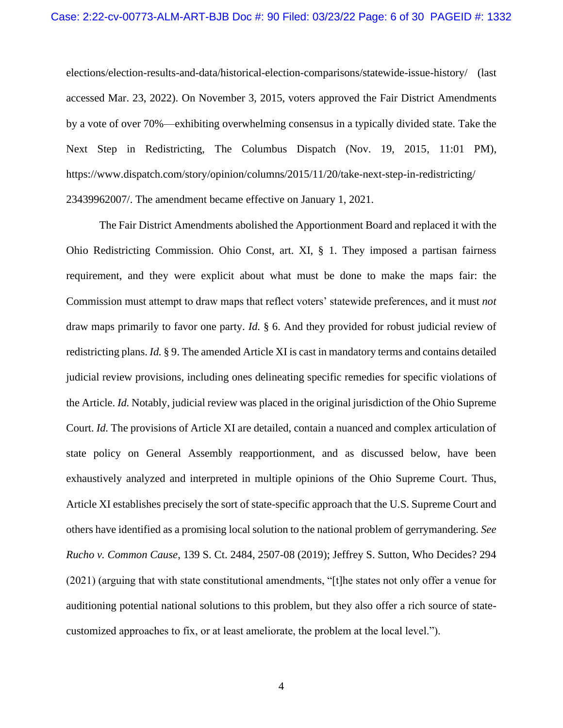elections/election-results-and-data/historical-election-comparisons/statewide-issue-history/ (last accessed Mar. 23, 2022). On November 3, 2015, voters approved the Fair District Amendments by a vote of over 70%—exhibiting overwhelming consensus in a typically divided state. Take the Next Step in Redistricting, The Columbus Dispatch (Nov. 19, 2015, 11:01 PM), https://www.dispatch.com/story/opinion/columns/2015/11/20/take-next-step-in-redistricting/23439962007/. The amendment became effective on January 1, 2021.

The Fair District Amendments abolished the Apportionment Board and replaced it with the Ohio Redistricting Commission. Ohio Const, art. XI, § 1. They imposed a partisan fairness requirement, and they were explicit about what must be done to make the maps fair: the Commission must attempt to draw maps that reflect voters' statewide preferences, and it must *not* draw maps primarily to favor one party. *Id.* § 6. And they provided for robust judicial review of redistricting plans. *Id.* § 9. The amended Article XI is cast in mandatory terms and contains detailed judicial review provisions, including ones delineating specific remedies for specific violations of the Article. *Id.* Notably, judicial review was placed in the original jurisdiction of the Ohio Supreme Court. *Id.* The provisions of Article XI are detailed, contain a nuanced and complex articulation of state policy on General Assembly reapportionment, and as discussed below, have been exhaustively analyzed and interpreted in multiple opinions of the Ohio Supreme Court. Thus, Article XI establishes precisely the sort of state-specific approach that the U.S. Supreme Court and others have identified as a promising local solution to the national problem of gerrymandering. *See Rucho v. Common Cause*, 139 S. Ct. 2484, 2507-08 (2019); Jeffrey S. Sutton, Who Decides? 294 (2021) (arguing that with state constitutional amendments, "[t]he states not only offer a venue for auditioning potential national solutions to this problem, but they also offer a rich source of state-customized approaches to fix, or at least ameliorate, the problem at the local level.").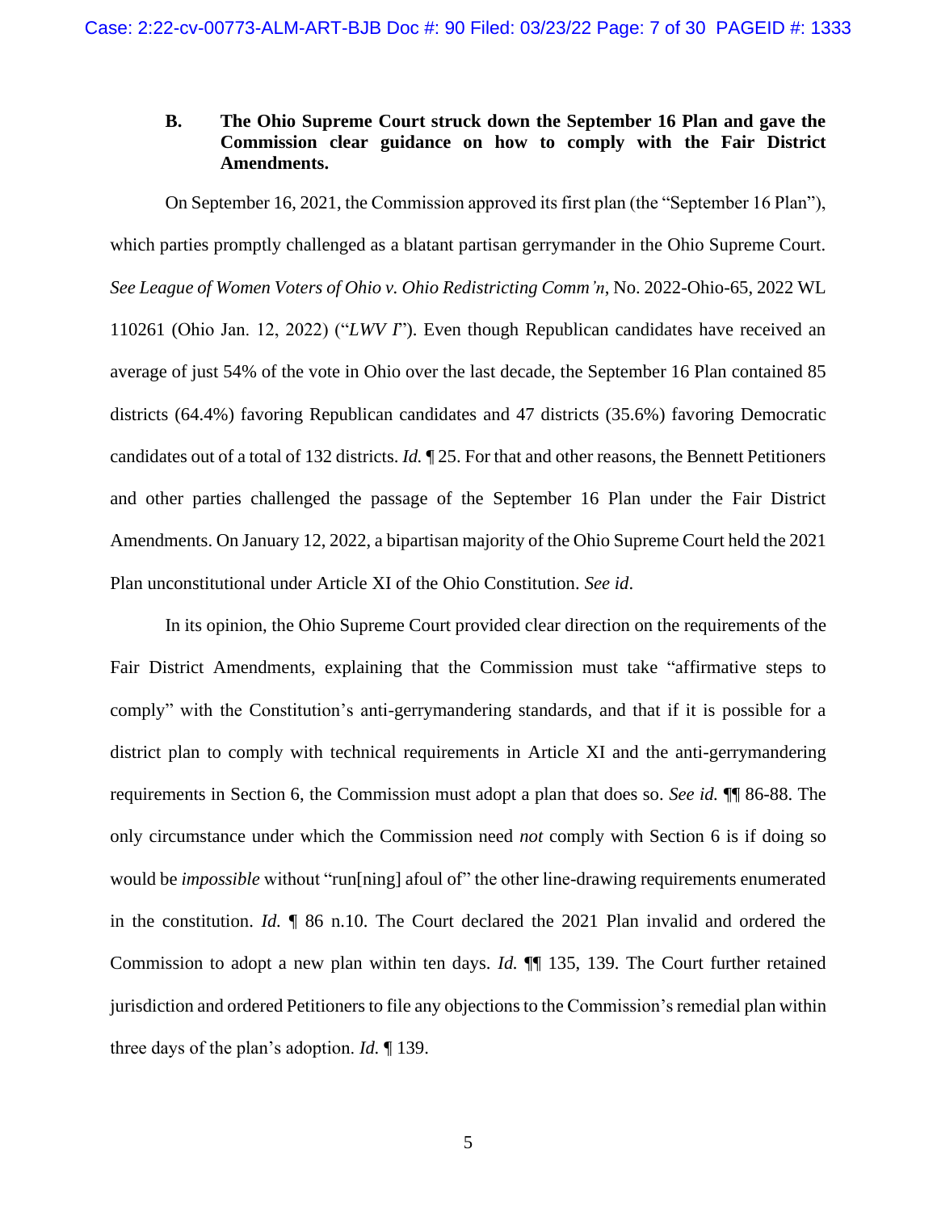### B. The Ohio Supreme Court struck down the September 16 Plan and gave the Commission clear guidance on how to comply with the Fair District Amendments.

On September 16, 2021, the Commission approved its first plan (the "September 16 Plan"), which parties promptly challenged as a blatant partisan gerrymander in the Ohio Supreme Court. *See League of Women Voters of Ohio v. Ohio Redistricting Comm'n*, No. 2022-Ohio-65, 2022 WL 110261 (Ohio Jan. 12, 2022) ("*LWV I*"). Even though Republican candidates have received an average of just 54% of the vote in Ohio over the last decade, the September 16 Plan contained 85 districts (64.4%) favoring Republican candidates and 47 districts (35.6%) favoring Democratic candidates out of a total of 132 districts. *Id.* ¶ 25. For that and other reasons, the Bennett Petitioners and other parties challenged the passage of the September 16 Plan under the Fair District Amendments. On January 12, 2022, a bipartisan majority of the Ohio Supreme Court held the 2021 Plan unconstitutional under Article XI of the Ohio Constitution. *See id*.

In its opinion, the Ohio Supreme Court provided clear direction on the requirements of the Fair District Amendments, explaining that the Commission must take "affirmative steps to comply" with the Constitution's anti-gerrymandering standards, and that if it is possible for a district plan to comply with technical requirements in Article XI and the anti-gerrymandering requirements in Section 6, the Commission must adopt a plan that does so. *See id.* ¶¶ 86-88. The only circumstance under which the Commission need *not* comply with Section 6 is if doing so would be *impossible* without "run[ning] afoul of" the other line-drawing requirements enumerated in the constitution. *Id.* ¶ 86 n.10. The Court declared the 2021 Plan invalid and ordered the Commission to adopt a new plan within ten days. *Id.* ¶¶ 135, 139. The Court further retained jurisdiction and ordered Petitioners to file any objections to the Commission's remedial plan within three days of the plan's adoption. *Id.* ¶ 139.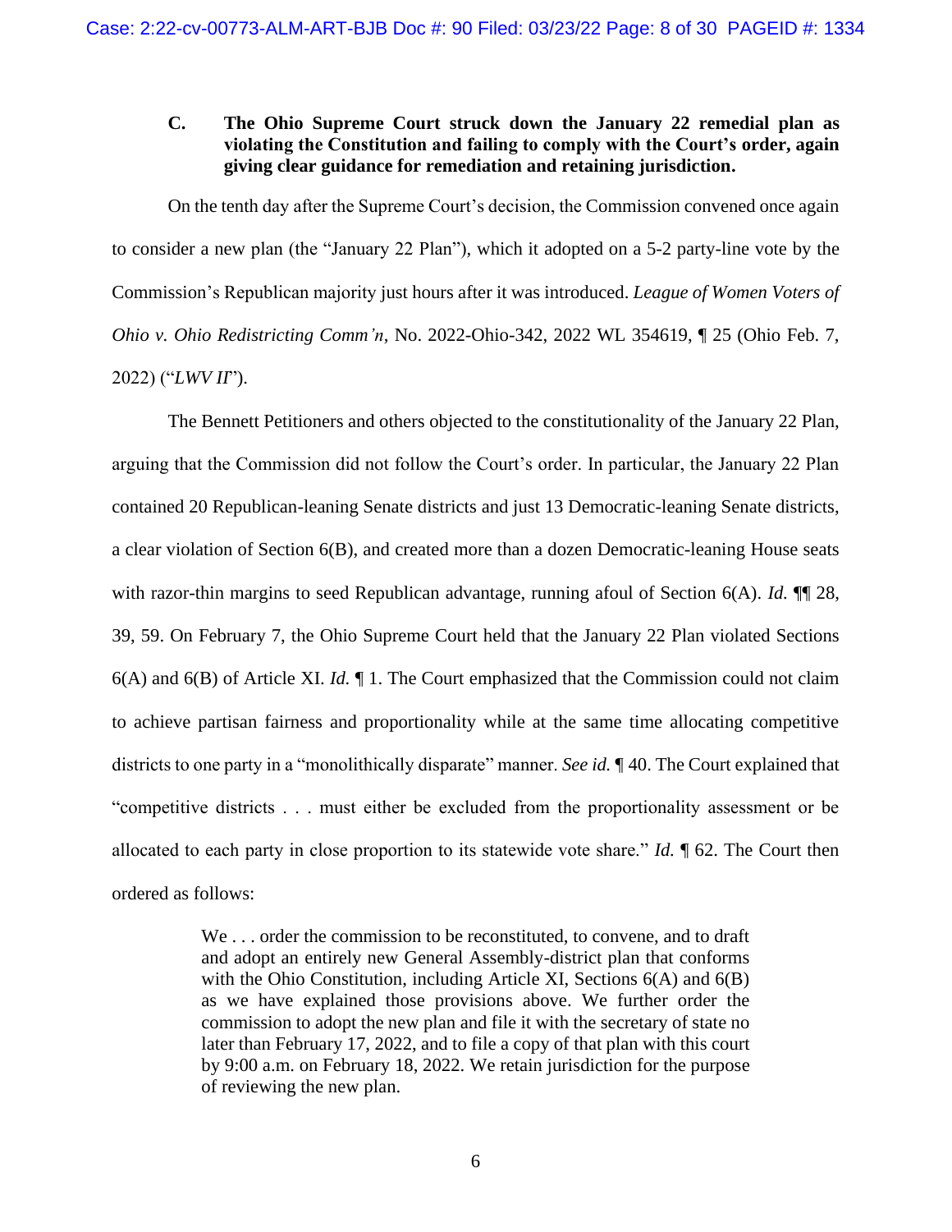### C. The Ohio Supreme Court struck down the January 22 remedial plan as violating the Constitution and failing to comply with the Court's order, again giving clear guidance for remediation and retaining jurisdiction.

On the tenth day after the Supreme Court's decision, the Commission convened once again to consider a new plan (the "January 22 Plan"), which it adopted on a 5-2 party-line vote by the Commission's Republican majority just hours after it was introduced. *League of Women Voters of Ohio v. Ohio Redistricting Comm'n*, No. 2022-Ohio-342, 2022 WL 354619, ¶ 25 (Ohio Feb. 7, 2022) ("*LWV II*").

The Bennett Petitioners and others objected to the constitutionality of the January 22 Plan, arguing that the Commission did not follow the Court's order. In particular, the January 22 Plan contained 20 Republican-leaning Senate districts and just 13 Democratic-leaning Senate districts, a clear violation of Section 6(B), and created more than a dozen Democratic-leaning House seats with razor-thin margins to seed Republican advantage, running afoul of Section 6(A). *Id.* ¶¶ 28, 39, 59. On February 7, the Ohio Supreme Court held that the January 22 Plan violated Sections 6(A) and 6(B) of Article XI. *Id.* ¶ 1. The Court emphasized that the Commission could not claim to achieve partisan fairness and proportionality while at the same time allocating competitive districts to one party in a "monolithically disparate" manner. *See id.* ¶ 40. The Court explained that "competitive districts . . . must either be excluded from the proportionality assessment or be allocated to each party in close proportion to its statewide vote share." *Id.* ¶ 62. The Court then ordered as follows:

> We . . . order the commission to be reconstituted, to convene, and to draft and adopt an entirely new General Assembly-district plan that conforms with the Ohio Constitution, including Article XI, Sections 6(A) and 6(B) as we have explained those provisions above. We further order the commission to adopt the new plan and file it with the secretary of state no later than February 17, 2022, and to file a copy of that plan with this court by 9:00 a.m. on February 18, 2022. We retain jurisdiction for the purpose of reviewing the new plan.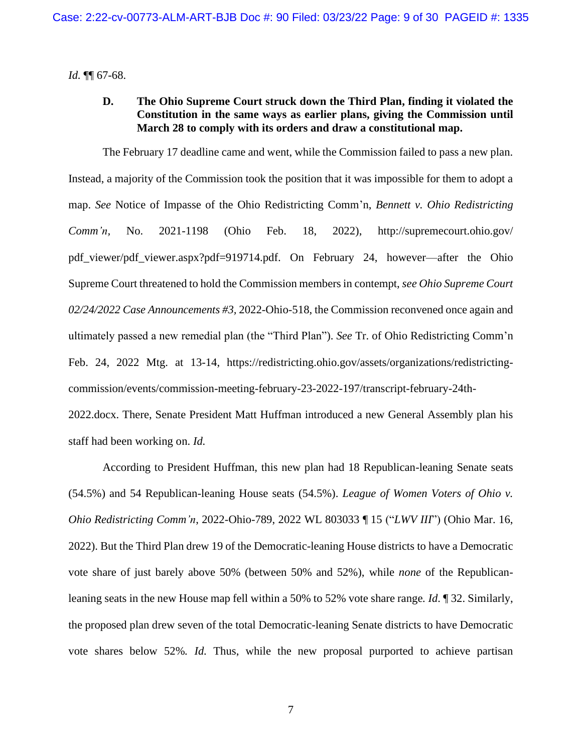*Id.* ¶¶ 67-68.

### D. The Ohio Supreme Court struck down the Third Plan, finding it violated the Constitution in the same ways as earlier plans, giving the Commission until March 28 to comply with its orders and draw a constitutional map.

The February 17 deadline came and went, while the Commission failed to pass a new plan. Instead, a majority of the Commission took the position that it was impossible for them to adopt a map. *See* Notice of Impasse of the Ohio Redistricting Comm'n, *Bennett v. Ohio Redistricting Comm'n*, No. 2021-1198 (Ohio Feb. 18, 2022), http://supremecourt.ohio.gov/pdf_viewer/pdf_viewer.aspx?pdf=919714.pdf. On February 24, however—after the Ohio Supreme Court threatened to hold the Commission members in contempt, *see Ohio Supreme Court 02/24/2022 Case Announcements #3*, 2022-Ohio-518, the Commission reconvened once again and ultimately passed a new remedial plan (the "Third Plan"). *See* Tr. of Ohio Redistricting Comm'n Feb. 24, 2022 Mtg. at 13-14, https://redistricting.ohio.gov/assets/organizations/redistricting-commission/events/commission-meeting-february-23-2022-197/transcript-february-24th-2022.docx. There, Senate President Matt Huffman introduced a new General Assembly plan his staff had been working on. *Id.*

According to President Huffman, this new plan had 18 Republican-leaning Senate seats (54.5%) and 54 Republican-leaning House seats (54.5%). *League of Women Voters of Ohio v. Ohio Redistricting Comm'n*, 2022-Ohio-789, 2022 WL 803033 ¶ 15 ("*LWV III*") (Ohio Mar. 16, 2022). But the Third Plan drew 19 of the Democratic-leaning House districts to have a Democratic vote share of just barely above 50% (between 50% and 52%), while *none* of the Republican-leaning seats in the new House map fell within a 50% to 52% vote share range. *Id.* ¶ 32. Similarly, the proposed plan drew seven of the total Democratic-leaning Senate districts to have Democratic vote shares below 52%. *Id.* Thus, while the new proposal purported to achieve partisan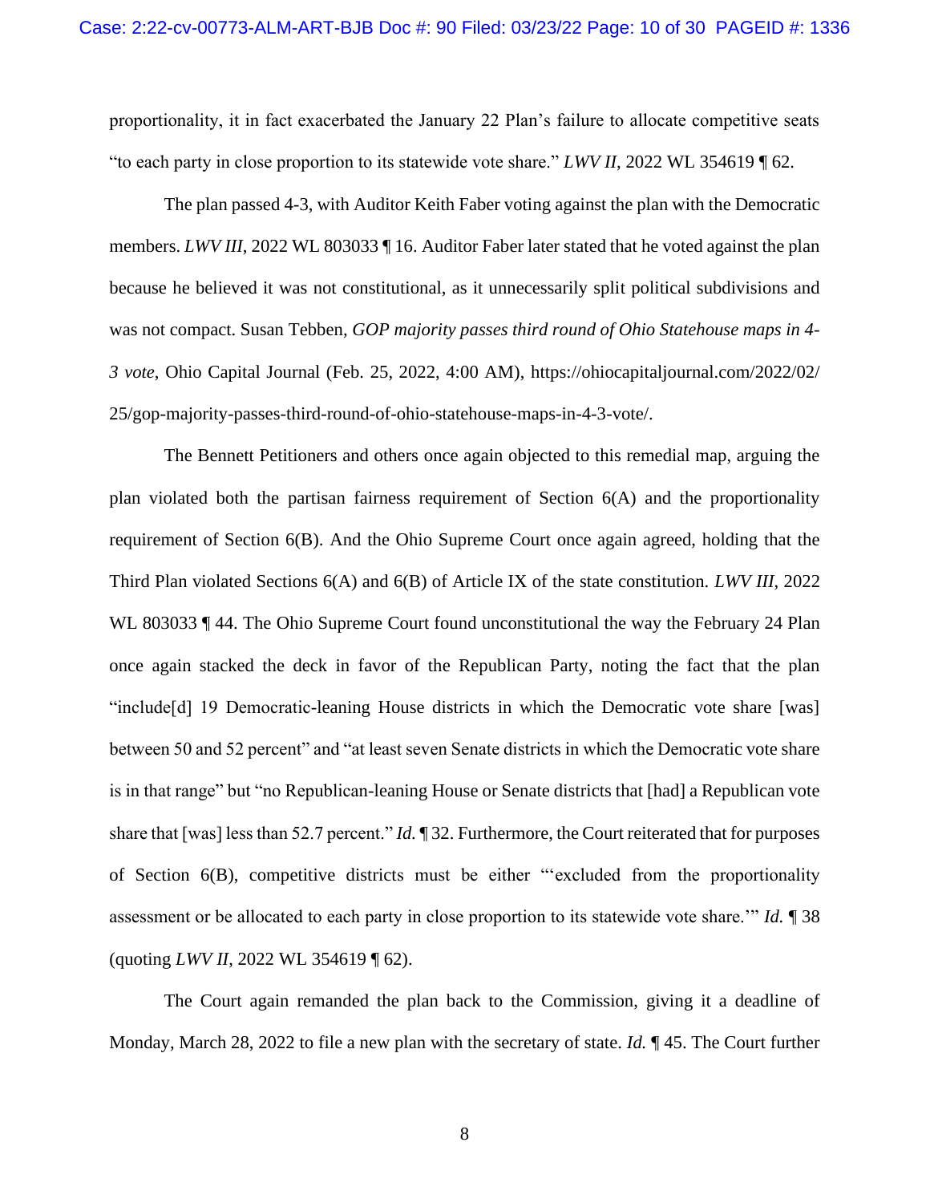proportionality, it in fact exacerbated the January 22 Plan's failure to allocate competitive seats "to each party in close proportion to its statewide vote share." *LWV II*, 2022 WL 354619 ¶ 62.

The plan passed 4-3, with Auditor Keith Faber voting against the plan with the Democratic members. *LWV III*, 2022 WL 803033 ¶ 16. Auditor Faber later stated that he voted against the plan because he believed it was not constitutional, as it unnecessarily split political subdivisions and was not compact. Susan Tebben, *GOP majority passes third round of Ohio Statehouse maps in 4-3 vote*, Ohio Capital Journal (Feb. 25, 2022, 4:00 AM), https://ohiocapitaljournal.com/2022/02/25/gop-majority-passes-third-round-of-ohio-statehouse-maps-in-4-3-vote/.

The Bennett Petitioners and others once again objected to this remedial map, arguing the plan violated both the partisan fairness requirement of Section 6(A) and the proportionality requirement of Section 6(B). And the Ohio Supreme Court once again agreed, holding that the Third Plan violated Sections 6(A) and 6(B) of Article IX of the state constitution. *LWV III*, 2022 WL 803033 ¶ 44. The Ohio Supreme Court found unconstitutional the way the February 24 Plan once again stacked the deck in favor of the Republican Party, noting the fact that the plan "include[d] 19 Democratic-leaning House districts in which the Democratic vote share [was] between 50 and 52 percent" and "at least seven Senate districts in which the Democratic vote share is in that range" but "no Republican-leaning House or Senate districts that [had] a Republican vote share that [was] less than 52.7 percent." *Id.* ¶ 32. Furthermore, the Court reiterated that for purposes of Section 6(B), competitive districts must be either "'excluded from the proportionality assessment or be allocated to each party in close proportion to its statewide vote share.'" *Id.* ¶ 38 (quoting *LWV II*, 2022 WL 354619 ¶ 62).

The Court again remanded the plan back to the Commission, giving it a deadline of Monday, March 28, 2022 to file a new plan with the secretary of state. *Id.* ¶ 45. The Court further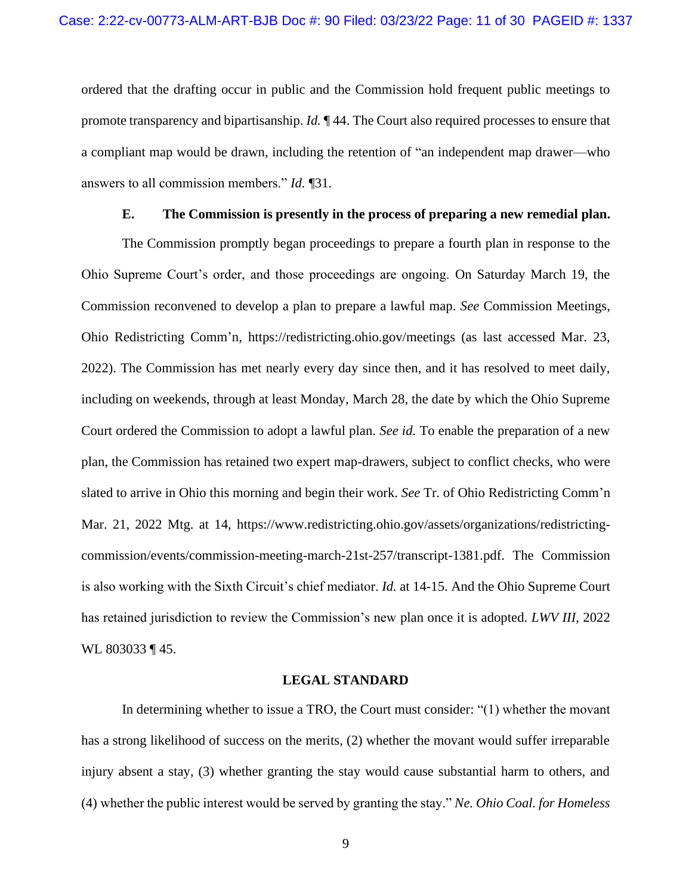ordered that the drafting occur in public and the Commission hold frequent public meetings to promote transparency and bipartisanship. *Id.* ¶ 44. The Court also required processes to ensure that a compliant map would be drawn, including the retention of "an independent map drawer—who answers to all commission members." *Id.* ¶31.

### E. The Commission is presently in the process of preparing a new remedial plan.

The Commission promptly began proceedings to prepare a fourth plan in response to the Ohio Supreme Court's order, and those proceedings are ongoing. On Saturday March 19, the Commission reconvened to develop a plan to prepare a lawful map. *See* Commission Meetings, Ohio Redistricting Comm'n, https://redistricting.ohio.gov/meetings (as last accessed Mar. 23, 2022). The Commission has met nearly every day since then, and it has resolved to meet daily, including on weekends, through at least Monday, March 28, the date by which the Ohio Supreme Court ordered the Commission to adopt a lawful plan. *See id.* To enable the preparation of a new plan, the Commission has retained two expert map-drawers, subject to conflict checks, who were slated to arrive in Ohio this morning and begin their work. *See* Tr. of Ohio Redistricting Comm'n Mar. 21, 2022 Mtg. at 14, https://www.redistricting.ohio.gov/assets/organizations/redistricting-commission/events/commission-meeting-march-21st-257/transcript-1381.pdf. The Commission is also working with the Sixth Circuit's chief mediator. *Id.* at 14-15. And the Ohio Supreme Court has retained jurisdiction to review the Commission's new plan once it is adopted. *LWV III*, 2022 WL 803033 ¶ 45.

## LEGAL STANDARD

In determining whether to issue a TRO, the Court must consider: "(1) whether the movant has a strong likelihood of success on the merits, (2) whether the movant would suffer irreparable injury absent a stay, (3) whether granting the stay would cause substantial harm to others, and (4) whether the public interest would be served by granting the stay." *Ne. Ohio Coal. for Homeless*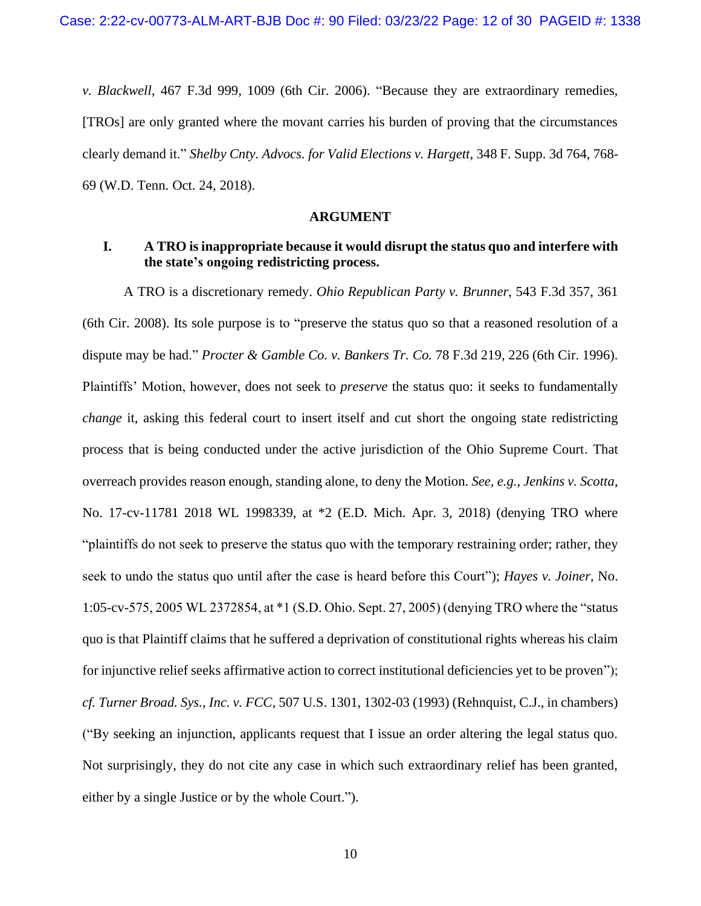*v. Blackwell*, 467 F.3d 999, 1009 (6th Cir. 2006). "Because they are extraordinary remedies, [TROs] are only granted where the movant carries his burden of proving that the circumstances clearly demand it." *Shelby Cnty. Advocs. for Valid Elections v. Hargett*, 348 F. Supp. 3d 764, 768-69 (W.D. Tenn. Oct. 24, 2018).

## ARGUMENT

### I. A TRO is inappropriate because it would disrupt the status quo and interfere with the state's ongoing redistricting process.

A TRO is a discretionary remedy. *Ohio Republican Party v. Brunner*, 543 F.3d 357, 361 (6th Cir. 2008). Its sole purpose is to "preserve the status quo so that a reasoned resolution of a dispute may be had." *Procter & Gamble Co. v. Bankers Tr. Co.* 78 F.3d 219, 226 (6th Cir. 1996). Plaintiffs' Motion, however, does not seek to *preserve* the status quo: it seeks to fundamentally *change* it, asking this federal court to insert itself and cut short the ongoing state redistricting process that is being conducted under the active jurisdiction of the Ohio Supreme Court. That overreach provides reason enough, standing alone, to deny the Motion. *See, e.g.*, *Jenkins v. Scotta*, No. 17-cv-11781 2018 WL 1998339, at *2 (E.D. Mich. Apr. 3, 2018) (denying TRO where "plaintiffs do not seek to preserve the status quo with the temporary restraining order; rather, they seek to undo the status quo until after the case is heard before this Court"); *Hayes v. Joiner*, No. 1:05-cv-575, 2005 WL 2372854, at *1 (S.D. Ohio. Sept. 27, 2005) (denying TRO where the "status quo is that Plaintiff claims that he suffered a deprivation of constitutional rights whereas his claim for injunctive relief seeks affirmative action to correct institutional deficiencies yet to be proven"); *cf. Turner Broad. Sys., Inc. v. FCC*, 507 U.S. 1301, 1302-03 (1993) (Rehnquist, C.J., in chambers) ("By seeking an injunction, applicants request that I issue an order altering the legal status quo. Not surprisingly, they do not cite any case in which such extraordinary relief has been granted, either by a single Justice or by the whole Court.").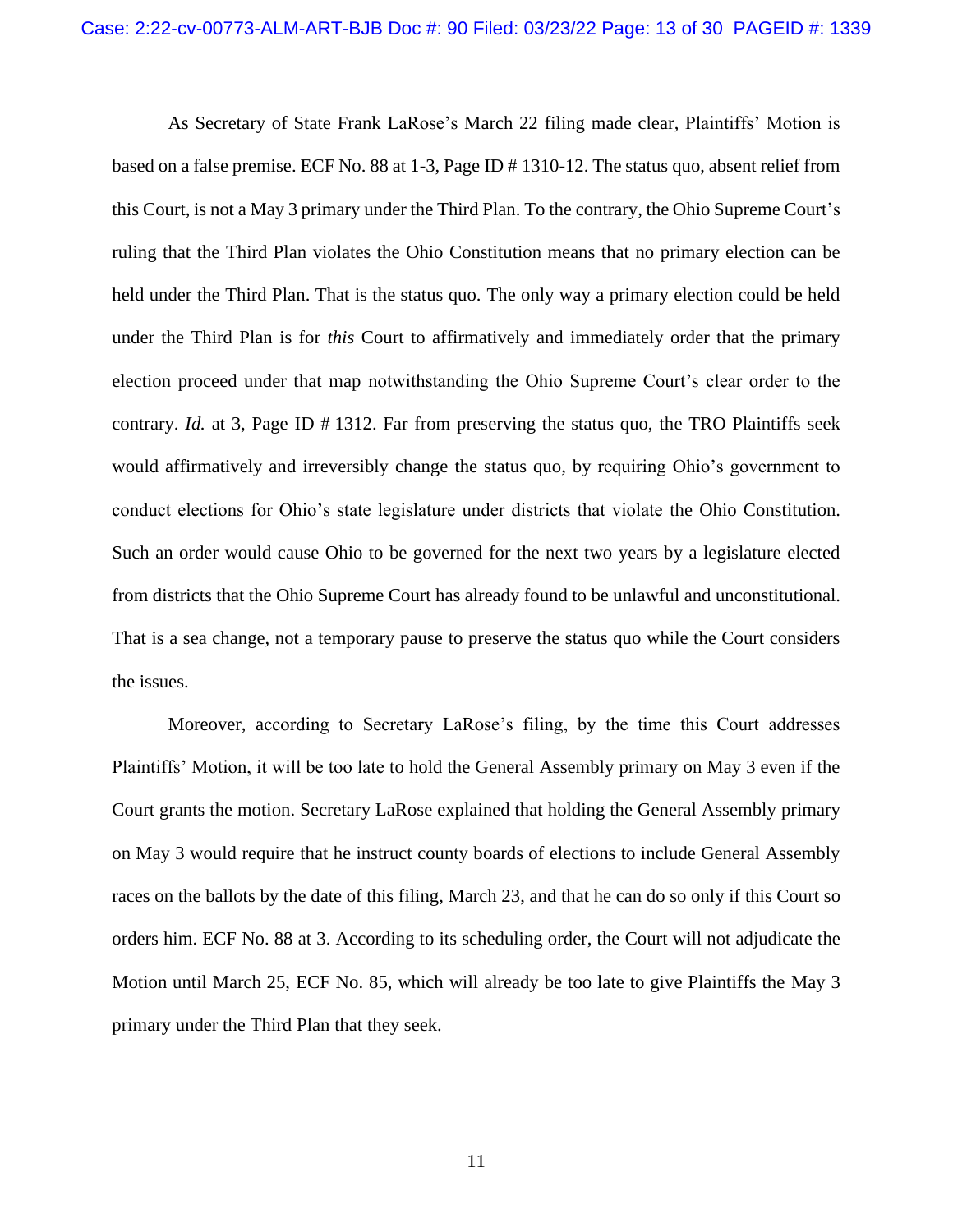As Secretary of State Frank LaRose's March 22 filing made clear, Plaintiffs' Motion is based on a false premise. ECF No. 88 at 1-3, Page ID # 1310-12. The status quo, absent relief from this Court, is not a May 3 primary under the Third Plan. To the contrary, the Ohio Supreme Court's ruling that the Third Plan violates the Ohio Constitution means that no primary election can be held under the Third Plan. That is the status quo. The only way a primary election could be held under the Third Plan is for *this* Court to affirmatively and immediately order that the primary election proceed under that map notwithstanding the Ohio Supreme Court's clear order to the contrary. *Id.* at 3, Page ID # 1312. Far from preserving the status quo, the TRO Plaintiffs seek would affirmatively and irreversibly change the status quo, by requiring Ohio's government to conduct elections for Ohio's state legislature under districts that violate the Ohio Constitution. Such an order would cause Ohio to be governed for the next two years by a legislature elected from districts that the Ohio Supreme Court has already found to be unlawful and unconstitutional. That is a sea change, not a temporary pause to preserve the status quo while the Court considers the issues.

Moreover, according to Secretary LaRose's filing, by the time this Court addresses Plaintiffs' Motion, it will be too late to hold the General Assembly primary on May 3 even if the Court grants the motion. Secretary LaRose explained that holding the General Assembly primary on May 3 would require that he instruct county boards of elections to include General Assembly races on the ballots by the date of this filing, March 23, and that he can do so only if this Court so orders him. ECF No. 88 at 3. According to its scheduling order, the Court will not adjudicate the Motion until March 25, ECF No. 85, which will already be too late to give Plaintiffs the May 3 primary under the Third Plan that they seek.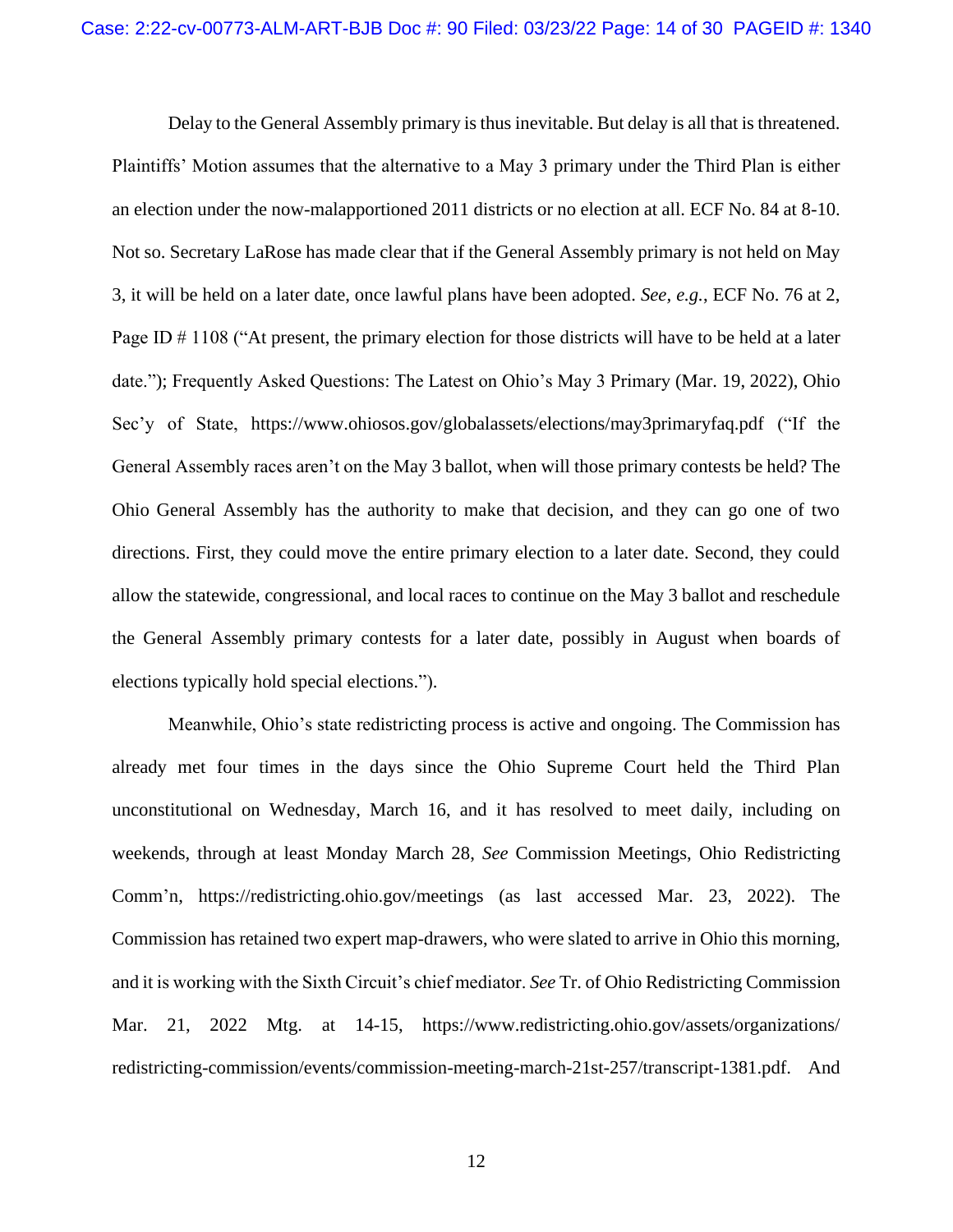Delay to the General Assembly primary is thus inevitable. But delay is all that is threatened. Plaintiffs' Motion assumes that the alternative to a May 3 primary under the Third Plan is either an election under the now-malapportioned 2011 districts or no election at all. ECF No. 84 at 8-10. Not so. Secretary LaRose has made clear that if the General Assembly primary is not held on May 3, it will be held on a later date, once lawful plans have been adopted. *See, e.g.*, ECF No. 76 at 2, Page ID # 1108 ("At present, the primary election for those districts will have to be held at a later date."); Frequently Asked Questions: The Latest on Ohio's May 3 Primary (Mar. 19, 2022), Ohio Sec'y of State, https://www.ohiosos.gov/globalassets/elections/may3primaryfaq.pdf ("If the General Assembly races aren't on the May 3 ballot, when will those primary contests be held? The Ohio General Assembly has the authority to make that decision, and they can go one of two directions. First, they could move the entire primary election to a later date. Second, they could allow the statewide, congressional, and local races to continue on the May 3 ballot and reschedule the General Assembly primary contests for a later date, possibly in August when boards of elections typically hold special elections.").

Meanwhile, Ohio's state redistricting process is active and ongoing. The Commission has already met four times in the days since the Ohio Supreme Court held the Third Plan unconstitutional on Wednesday, March 16, and it has resolved to meet daily, including on weekends, through at least Monday March 28, *See* Commission Meetings, Ohio Redistricting Comm'n, https://redistricting.ohio.gov/meetings (as last accessed Mar. 23, 2022). The Commission has retained two expert map-drawers, who were slated to arrive in Ohio this morning, and it is working with the Sixth Circuit's chief mediator. *See* Tr. of Ohio Redistricting Commission Mar. 21, 2022 Mtg. at 14-15, https://www.redistricting.ohio.gov/assets/organizations/redistricting-commission/events/commission-meeting-march-21st-257/transcript-1381.pdf. And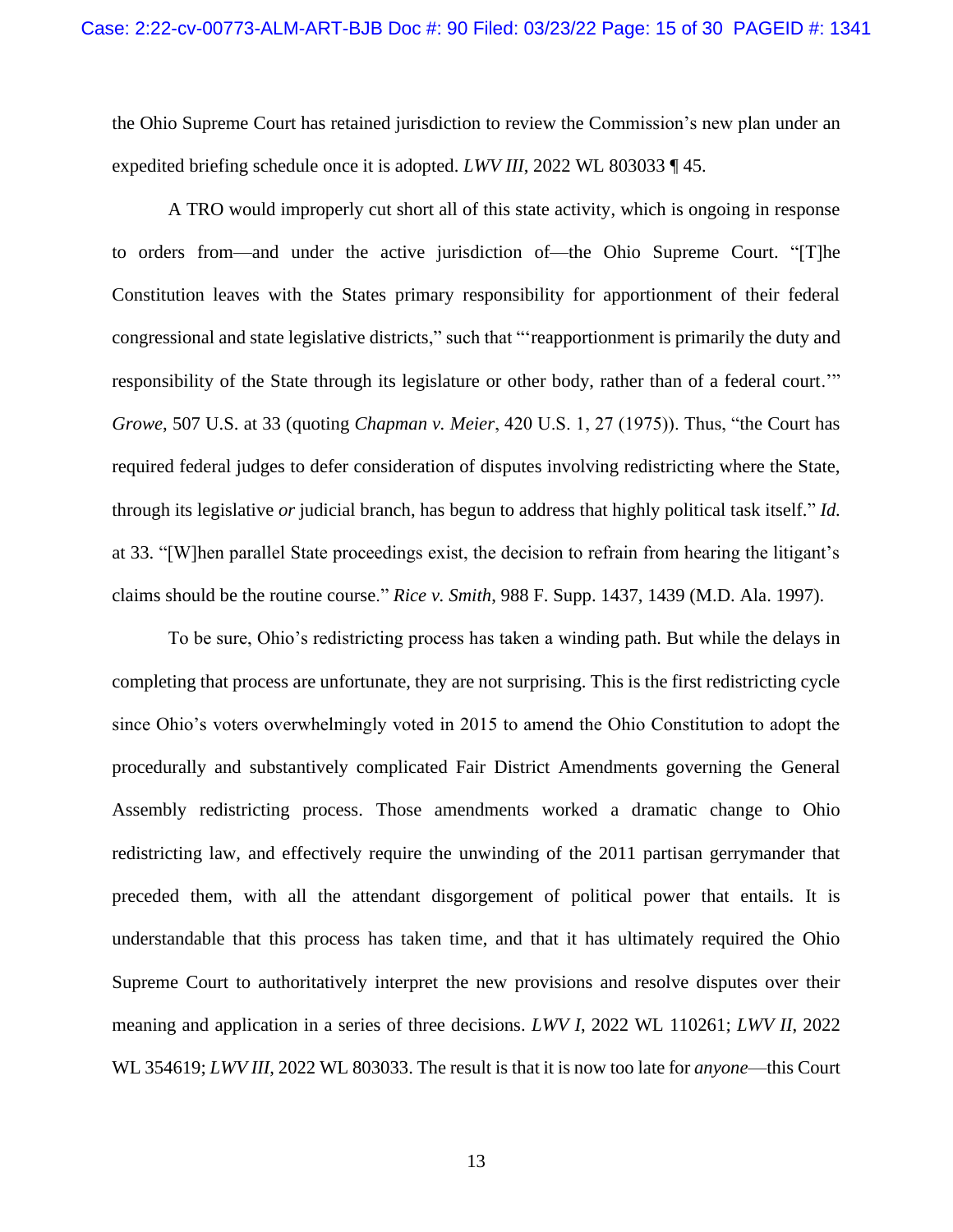the Ohio Supreme Court has retained jurisdiction to review the Commission's new plan under an expedited briefing schedule once it is adopted. *LWV III*, 2022 WL 803033 ¶ 45.

A TRO would improperly cut short all of this state activity, which is ongoing in response to orders from—and under the active jurisdiction of—the Ohio Supreme Court. "[T]he Constitution leaves with the States primary responsibility for apportionment of their federal congressional and state legislative districts," such that "'reapportionment is primarily the duty and responsibility of the State through its legislature or other body, rather than of a federal court.'" *Growe*, 507 U.S. at 33 (quoting *Chapman v. Meier*, 420 U.S. 1, 27 (1975)). Thus, "the Court has required federal judges to defer consideration of disputes involving redistricting where the State, through its legislative *or* judicial branch, has begun to address that highly political task itself." *Id.* at 33. "[W]hen parallel State proceedings exist, the decision to refrain from hearing the litigant's claims should be the routine course." *Rice v. Smith*, 988 F. Supp. 1437, 1439 (M.D. Ala. 1997).

To be sure, Ohio's redistricting process has taken a winding path. But while the delays in completing that process are unfortunate, they are not surprising. This is the first redistricting cycle since Ohio's voters overwhelmingly voted in 2015 to amend the Ohio Constitution to adopt the procedurally and substantively complicated Fair District Amendments governing the General Assembly redistricting process. Those amendments worked a dramatic change to Ohio redistricting law, and effectively require the unwinding of the 2011 partisan gerrymander that preceded them, with all the attendant disgorgement of political power that entails. It is understandable that this process has taken time, and that it has ultimately required the Ohio Supreme Court to authoritatively interpret the new provisions and resolve disputes over their meaning and application in a series of three decisions. *LWV I*, 2022 WL 110261; *LWV II*, 2022 WL 354619; *LWV III*, 2022 WL 803033. The result is that it is now too late for *anyone*—this Court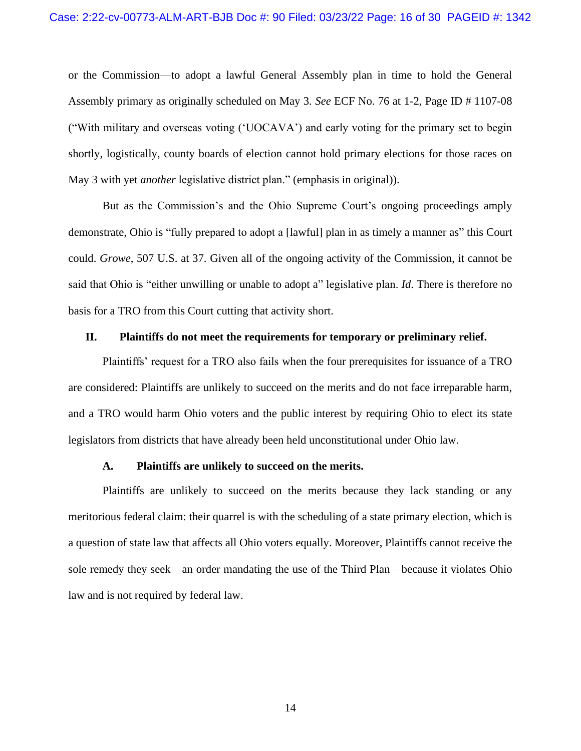or the Commission—to adopt a lawful General Assembly plan in time to hold the General Assembly primary as originally scheduled on May 3. *See* ECF No. 76 at 1-2, Page ID # 1107-08 ("With military and overseas voting ('UOCAVA') and early voting for the primary set to begin shortly, logistically, county boards of election cannot hold primary elections for those races on May 3 with yet *another* legislative district plan." (emphasis in original)).

But as the Commission's and the Ohio Supreme Court's ongoing proceedings amply demonstrate, Ohio is "fully prepared to adopt a [lawful] plan in as timely a manner as" this Court could. *Growe*, 507 U.S. at 37. Given all of the ongoing activity of the Commission, it cannot be said that Ohio is "either unwilling or unable to adopt a" legislative plan. *Id*. There is therefore no basis for a TRO from this Court cutting that activity short.

## II. Plaintiffs do not meet the requirements for temporary or preliminary relief.

Plaintiffs' request for a TRO also fails when the four prerequisites for issuance of a TRO are considered: Plaintiffs are unlikely to succeed on the merits and do not face irreparable harm, and a TRO would harm Ohio voters and the public interest by requiring Ohio to elect its state legislators from districts that have already been held unconstitutional under Ohio law.

### A. Plaintiffs are unlikely to succeed on the merits.

Plaintiffs are unlikely to succeed on the merits because they lack standing or any meritorious federal claim: their quarrel is with the scheduling of a state primary election, which is a question of state law that affects all Ohio voters equally. Moreover, Plaintiffs cannot receive the sole remedy they seek—an order mandating the use of the Third Plan—because it violates Ohio law and is not required by federal law.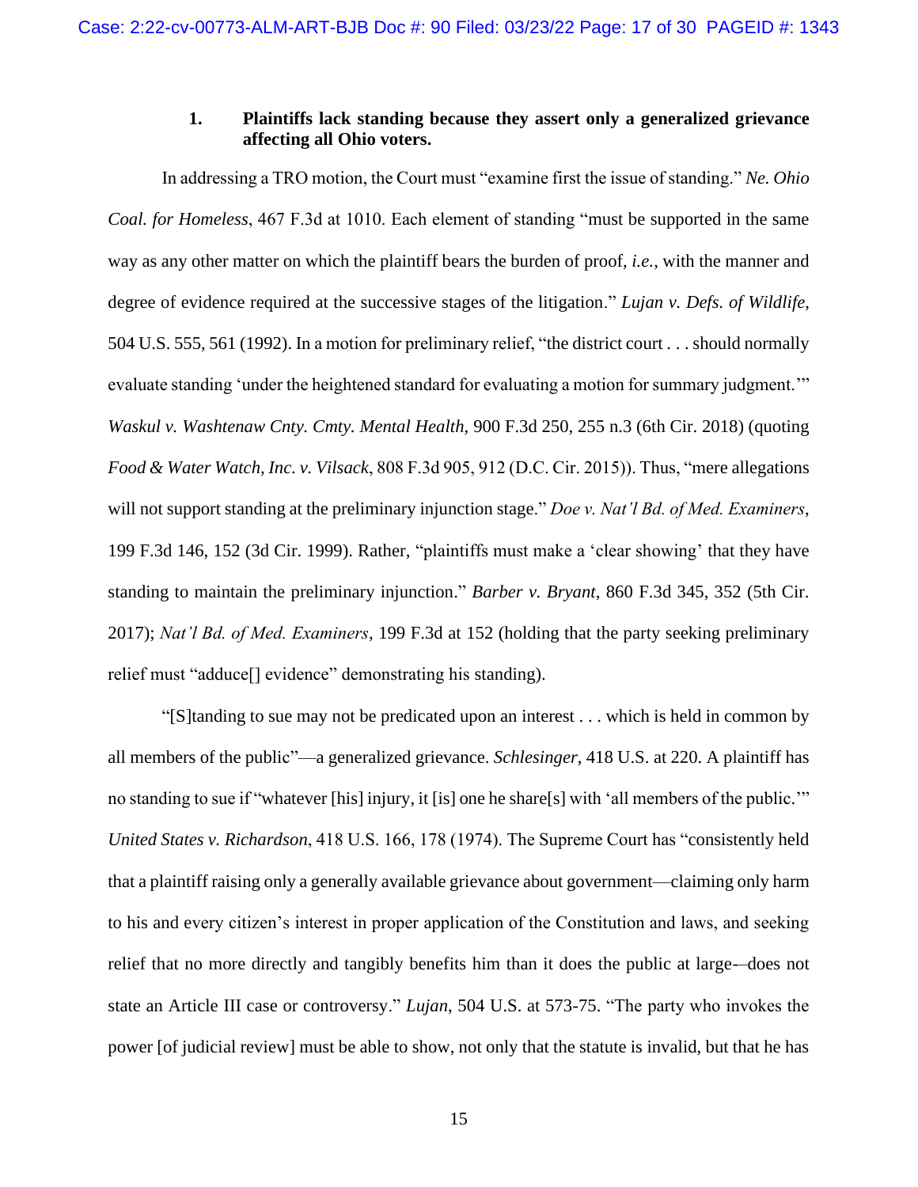### 1. Plaintiffs lack standing because they assert only a generalized grievance affecting all Ohio voters.

In addressing a TRO motion, the Court must "examine first the issue of standing." *Ne. Ohio Coal. for Homeless*, 467 F.3d at 1010. Each element of standing "must be supported in the same way as any other matter on which the plaintiff bears the burden of proof, *i.e.*, with the manner and degree of evidence required at the successive stages of the litigation." *Lujan v. Defs. of Wildlife*, 504 U.S. 555, 561 (1992). In a motion for preliminary relief, "the district court . . . should normally evaluate standing 'under the heightened standard for evaluating a motion for summary judgment.'" *Waskul v. Washtenaw Cnty. Cmty. Mental Health*, 900 F.3d 250, 255 n.3 (6th Cir. 2018) (quoting *Food & Water Watch, Inc. v. Vilsack*, 808 F.3d 905, 912 (D.C. Cir. 2015)). Thus, "mere allegations will not support standing at the preliminary injunction stage." *Doe v. Nat'l Bd. of Med. Examiners*, 199 F.3d 146, 152 (3d Cir. 1999). Rather, "plaintiffs must make a 'clear showing' that they have standing to maintain the preliminary injunction." *Barber v. Bryant*, 860 F.3d 345, 352 (5th Cir. 2017); *Nat'l Bd. of Med. Examiners*, 199 F.3d at 152 (holding that the party seeking preliminary relief must "adduce[] evidence" demonstrating his standing).

"[S]tanding to sue may not be predicated upon an interest . . . which is held in common by all members of the public"—a generalized grievance. *Schlesinger*, 418 U.S. at 220. A plaintiff has no standing to sue if "whatever [his] injury, it [is] one he share[s] with 'all members of the public.'" *United States v. Richardson*, 418 U.S. 166, 178 (1974). The Supreme Court has "consistently held that a plaintiff raising only a generally available grievance about government—claiming only harm to his and every citizen's interest in proper application of the Constitution and laws, and seeking relief that no more directly and tangibly benefits him than it does the public at large-–does not state an Article III case or controversy." *Lujan*, 504 U.S. at 573-75. "The party who invokes the power [of judicial review] must be able to show, not only that the statute is invalid, but that he has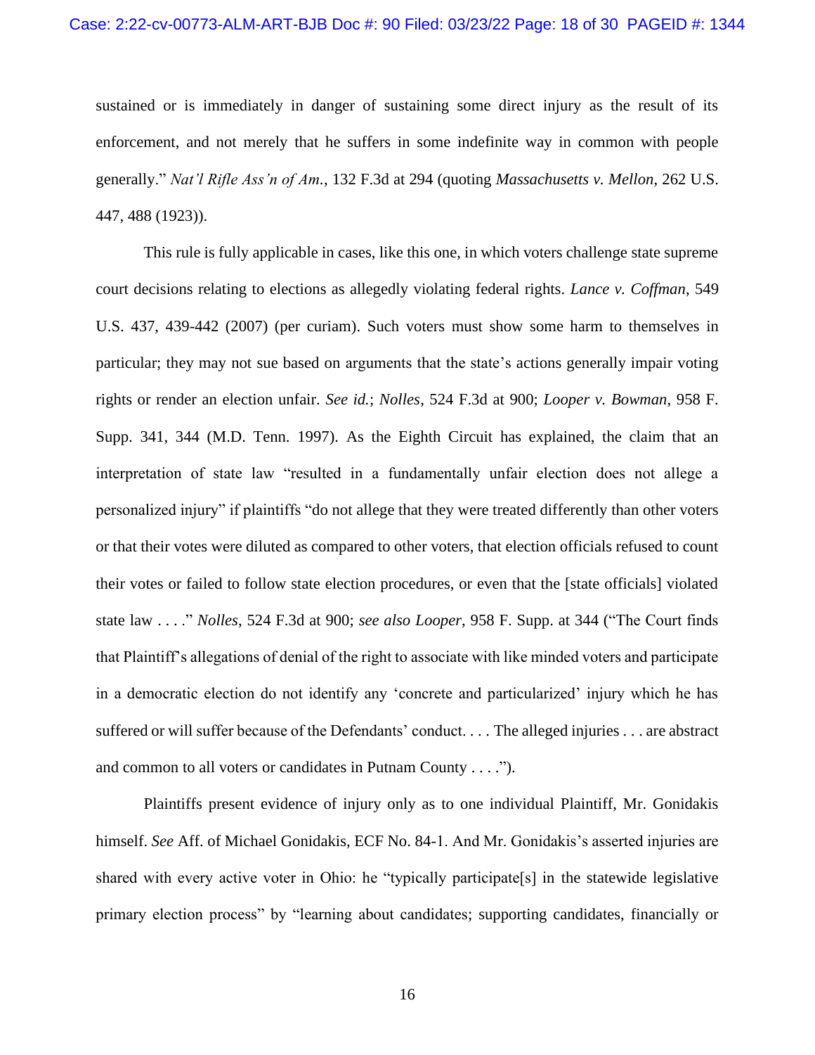sustained or is immediately in danger of sustaining some direct injury as the result of its enforcement, and not merely that he suffers in some indefinite way in common with people generally." *Nat'l Rifle Ass'n of Am.*, 132 F.3d at 294 (quoting *Massachusetts v. Mellon*, 262 U.S. 447, 488 (1923)).

This rule is fully applicable in cases, like this one, in which voters challenge state supreme court decisions relating to elections as allegedly violating federal rights. *Lance v. Coffman*, 549 U.S. 437, 439-442 (2007) (per curiam). Such voters must show some harm to themselves in particular; they may not sue based on arguments that the state's actions generally impair voting rights or render an election unfair. *See id.*; *Nolles*, 524 F.3d at 900; *Looper v. Bowman*, 958 F. Supp. 341, 344 (M.D. Tenn. 1997). As the Eighth Circuit has explained, the claim that an interpretation of state law "resulted in a fundamentally unfair election does not allege a personalized injury" if plaintiffs "do not allege that they were treated differently than other voters or that their votes were diluted as compared to other voters, that election officials refused to count their votes or failed to follow state election procedures, or even that the [state officials] violated state law . . . ." *Nolles*, 524 F.3d at 900; *see also Looper*, 958 F. Supp. at 344 ("The Court finds that Plaintiff's allegations of denial of the right to associate with like minded voters and participate in a democratic election do not identify any 'concrete and particularized' injury which he has suffered or will suffer because of the Defendants' conduct. . . . The alleged injuries . . . are abstract and common to all voters or candidates in Putnam County . . . .").

Plaintiffs present evidence of injury only as to one individual Plaintiff, Mr. Gonidakis himself. *See* Aff. of Michael Gonidakis, ECF No. 84-1. And Mr. Gonidakis's asserted injuries are shared with every active voter in Ohio: he "typically participate[s] in the statewide legislative primary election process" by "learning about candidates; supporting candidates, financially or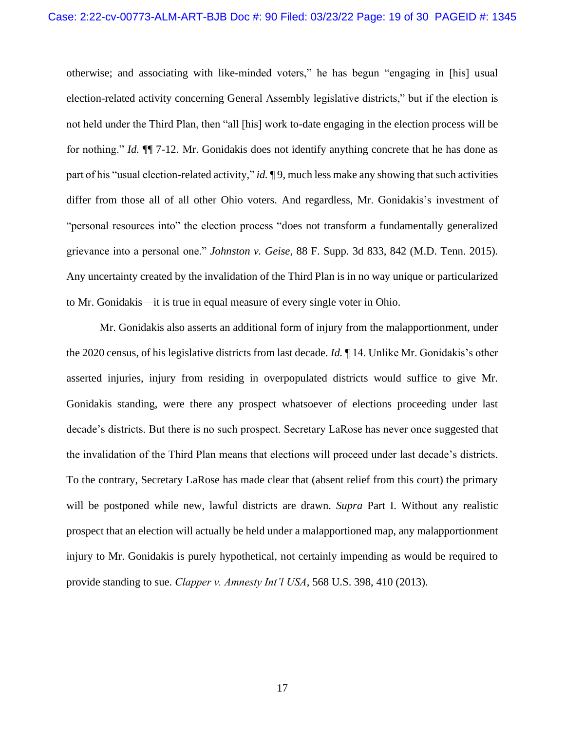otherwise; and associating with like-minded voters," he has begun "engaging in [his] usual election-related activity concerning General Assembly legislative districts," but if the election is not held under the Third Plan, then "all [his] work to-date engaging in the election process will be for nothing." *Id.* ¶¶ 7-12. Mr. Gonidakis does not identify anything concrete that he has done as part of his "usual election-related activity," *id.* ¶ 9, much less make any showing that such activities differ from those all of all other Ohio voters. And regardless, Mr. Gonidakis's investment of "personal resources into" the election process "does not transform a fundamentally generalized grievance into a personal one." *Johnston v. Geise*, 88 F. Supp. 3d 833, 842 (M.D. Tenn. 2015). Any uncertainty created by the invalidation of the Third Plan is in no way unique or particularized to Mr. Gonidakis—it is true in equal measure of every single voter in Ohio.

Mr. Gonidakis also asserts an additional form of injury from the malapportionment, under the 2020 census, of his legislative districts from last decade. *Id.* ¶ 14. Unlike Mr. Gonidakis's other asserted injuries, injury from residing in overpopulated districts would suffice to give Mr. Gonidakis standing, were there any prospect whatsoever of elections proceeding under last decade's districts. But there is no such prospect. Secretary LaRose has never once suggested that the invalidation of the Third Plan means that elections will proceed under last decade's districts. To the contrary, Secretary LaRose has made clear that (absent relief from this court) the primary will be postponed while new, lawful districts are drawn. *Supra* Part I. Without any realistic prospect that an election will actually be held under a malapportioned map, any malapportionment injury to Mr. Gonidakis is purely hypothetical, not certainly impending as would be required to provide standing to sue. *Clapper v. Amnesty Int'l USA*, 568 U.S. 398, 410 (2013).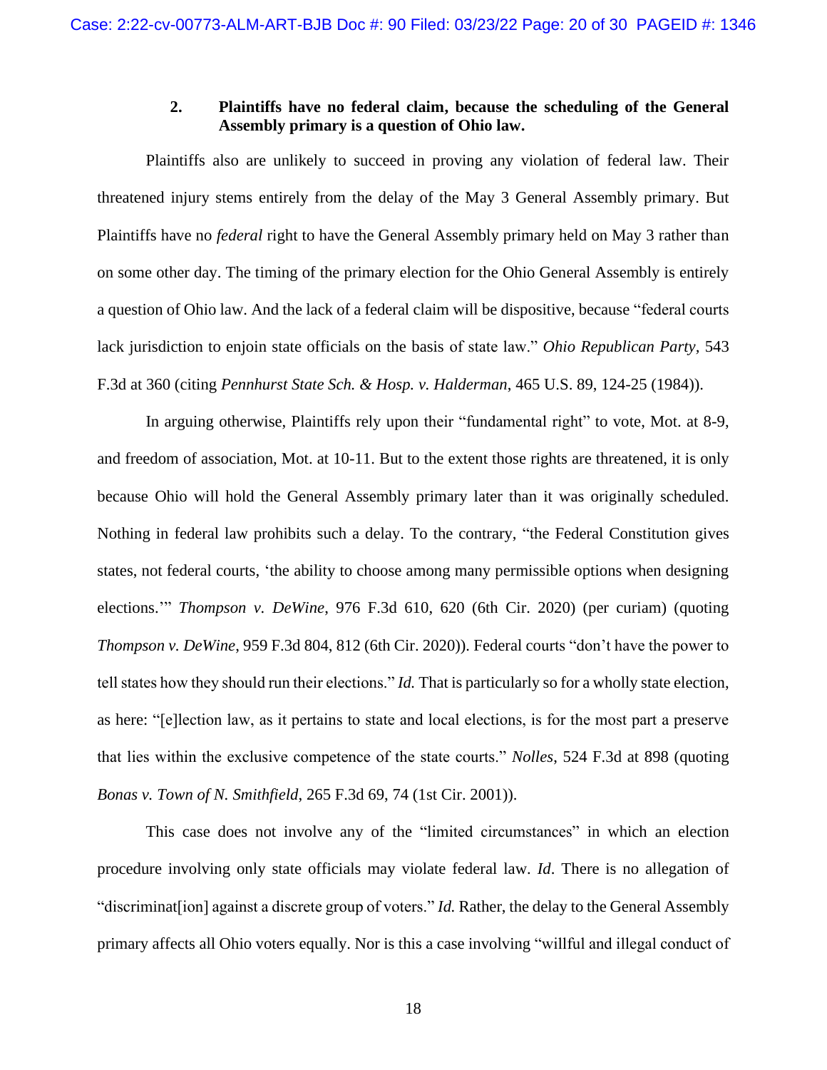### 2. Plaintiffs have no federal claim, because the scheduling of the General Assembly primary is a question of Ohio law.

Plaintiffs also are unlikely to succeed in proving any violation of federal law. Their threatened injury stems entirely from the delay of the May 3 General Assembly primary. But Plaintiffs have no *federal* right to have the General Assembly primary held on May 3 rather than on some other day. The timing of the primary election for the Ohio General Assembly is entirely a question of Ohio law. And the lack of a federal claim will be dispositive, because "federal courts lack jurisdiction to enjoin state officials on the basis of state law." *Ohio Republican Party*, 543 F.3d at 360 (citing *Pennhurst State Sch. & Hosp. v. Halderman*, 465 U.S. 89, 124-25 (1984)).

In arguing otherwise, Plaintiffs rely upon their "fundamental right" to vote, Mot. at 8-9, and freedom of association, Mot. at 10-11. But to the extent those rights are threatened, it is only because Ohio will hold the General Assembly primary later than it was originally scheduled. Nothing in federal law prohibits such a delay. To the contrary, "the Federal Constitution gives states, not federal courts, 'the ability to choose among many permissible options when designing elections.'" *Thompson v. DeWine*, 976 F.3d 610, 620 (6th Cir. 2020) (per curiam) (quoting *Thompson v. DeWine*, 959 F.3d 804, 812 (6th Cir. 2020)). Federal courts "don't have the power to tell states how they should run their elections." *Id.* That is particularly so for a wholly state election, as here: "[e]lection law, as it pertains to state and local elections, is for the most part a preserve that lies within the exclusive competence of the state courts." *Nolles*, 524 F.3d at 898 (quoting *Bonas v. Town of N. Smithfield*, 265 F.3d 69, 74 (1st Cir. 2001)).

This case does not involve any of the "limited circumstances" in which an election procedure involving only state officials may violate federal law. *Id*. There is no allegation of "discriminat[ion] against a discrete group of voters." *Id.* Rather, the delay to the General Assembly primary affects all Ohio voters equally. Nor is this a case involving "willful and illegal conduct of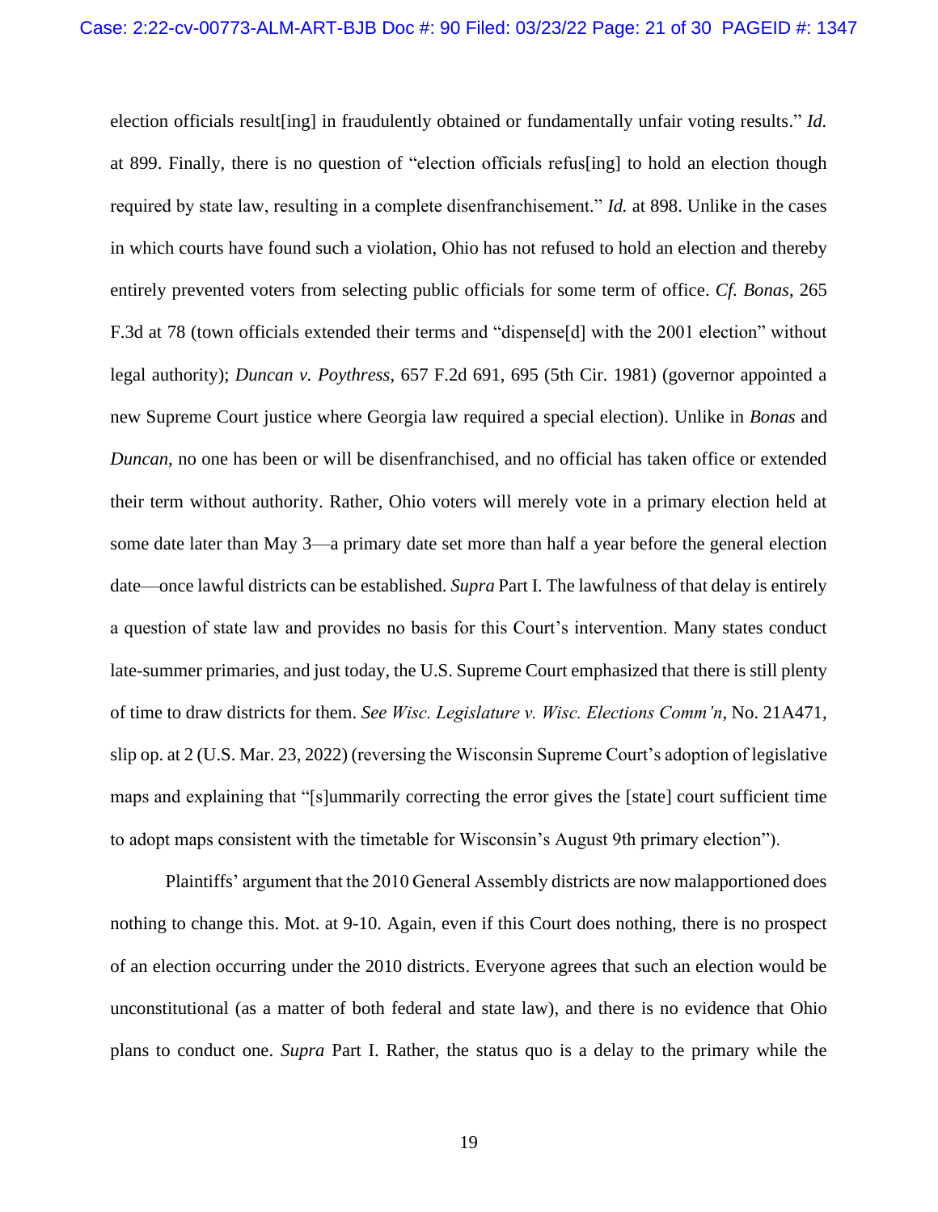election officials result[ing] in fraudulently obtained or fundamentally unfair voting results." *Id.* at 899. Finally, there is no question of "election officials refus[ing] to hold an election though required by state law, resulting in a complete disenfranchisement." *Id.* at 898. Unlike in the cases in which courts have found such a violation, Ohio has not refused to hold an election and thereby entirely prevented voters from selecting public officials for some term of office. *Cf. Bonas*, 265 F.3d at 78 (town officials extended their terms and "dispense[d] with the 2001 election" without legal authority); *Duncan v. Poythress*, 657 F.2d 691, 695 (5th Cir. 1981) (governor appointed a new Supreme Court justice where Georgia law required a special election). Unlike in *Bonas* and *Duncan*, no one has been or will be disenfranchised, and no official has taken office or extended their term without authority. Rather, Ohio voters will merely vote in a primary election held at some date later than May 3—a primary date set more than half a year before the general election date—once lawful districts can be established. *Supra* Part I. The lawfulness of that delay is entirely a question of state law and provides no basis for this Court's intervention. Many states conduct late-summer primaries, and just today, the U.S. Supreme Court emphasized that there is still plenty of time to draw districts for them. *See Wisc. Legislature v. Wisc. Elections Comm'n*, No. 21A471, slip op. at 2 (U.S. Mar. 23, 2022) (reversing the Wisconsin Supreme Court's adoption of legislative maps and explaining that "[s]ummarily correcting the error gives the [state] court sufficient time to adopt maps consistent with the timetable for Wisconsin's August 9th primary election").

Plaintiffs' argument that the 2010 General Assembly districts are now malapportioned does nothing to change this. Mot. at 9-10. Again, even if this Court does nothing, there is no prospect of an election occurring under the 2010 districts. Everyone agrees that such an election would be unconstitutional (as a matter of both federal and state law), and there is no evidence that Ohio plans to conduct one. *Supra* Part I. Rather, the status quo is a delay to the primary while the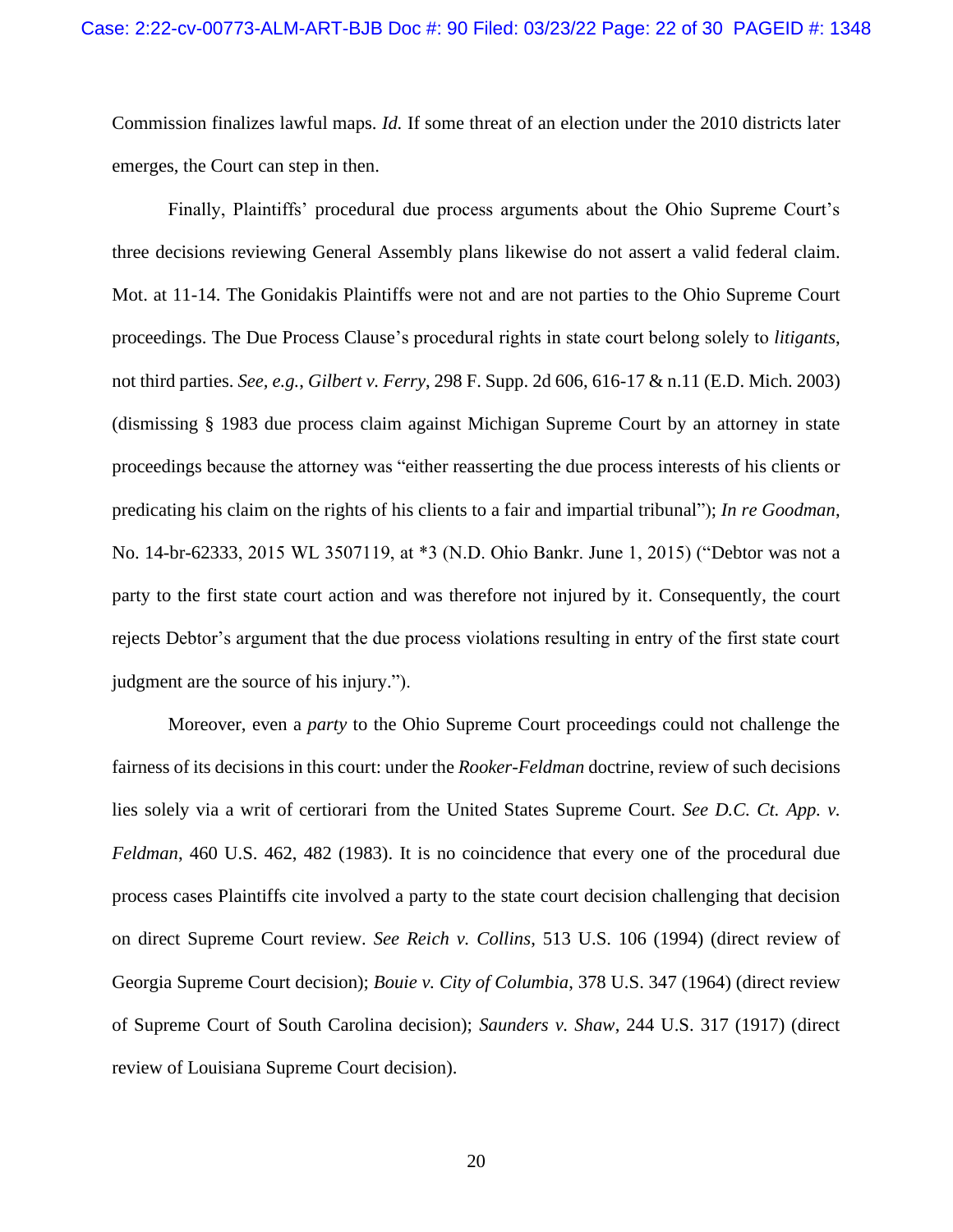Commission finalizes lawful maps. *Id.* If some threat of an election under the 2010 districts later emerges, the Court can step in then.

Finally, Plaintiffs' procedural due process arguments about the Ohio Supreme Court's three decisions reviewing General Assembly plans likewise do not assert a valid federal claim. Mot. at 11-14. The Gonidakis Plaintiffs were not and are not parties to the Ohio Supreme Court proceedings. The Due Process Clause's procedural rights in state court belong solely to *litigants*, not third parties. *See, e.g.*, *Gilbert v. Ferry*, 298 F. Supp. 2d 606, 616-17 & n.11 (E.D. Mich. 2003) (dismissing § 1983 due process claim against Michigan Supreme Court by an attorney in state proceedings because the attorney was "either reasserting the due process interests of his clients or predicating his claim on the rights of his clients to a fair and impartial tribunal"); *In re Goodman*, No. 14-br-62333, 2015 WL 3507119, at *3 (N.D. Ohio Bankr. June 1, 2015) ("Debtor was not a party to the first state court action and was therefore not injured by it. Consequently, the court rejects Debtor's argument that the due process violations resulting in entry of the first state court judgment are the source of his injury.").

Moreover, even a *party* to the Ohio Supreme Court proceedings could not challenge the fairness of its decisions in this court: under the *Rooker-Feldman* doctrine, review of such decisions lies solely via a writ of certiorari from the United States Supreme Court. *See D.C. Ct. App. v. Feldman*, 460 U.S. 462, 482 (1983). It is no coincidence that every one of the procedural due process cases Plaintiffs cite involved a party to the state court decision challenging that decision on direct Supreme Court review. *See Reich v. Collins*, 513 U.S. 106 (1994) (direct review of Georgia Supreme Court decision); *Bouie v. City of Columbia*, 378 U.S. 347 (1964) (direct review of Supreme Court of South Carolina decision); *Saunders v. Shaw*, 244 U.S. 317 (1917) (direct review of Louisiana Supreme Court decision).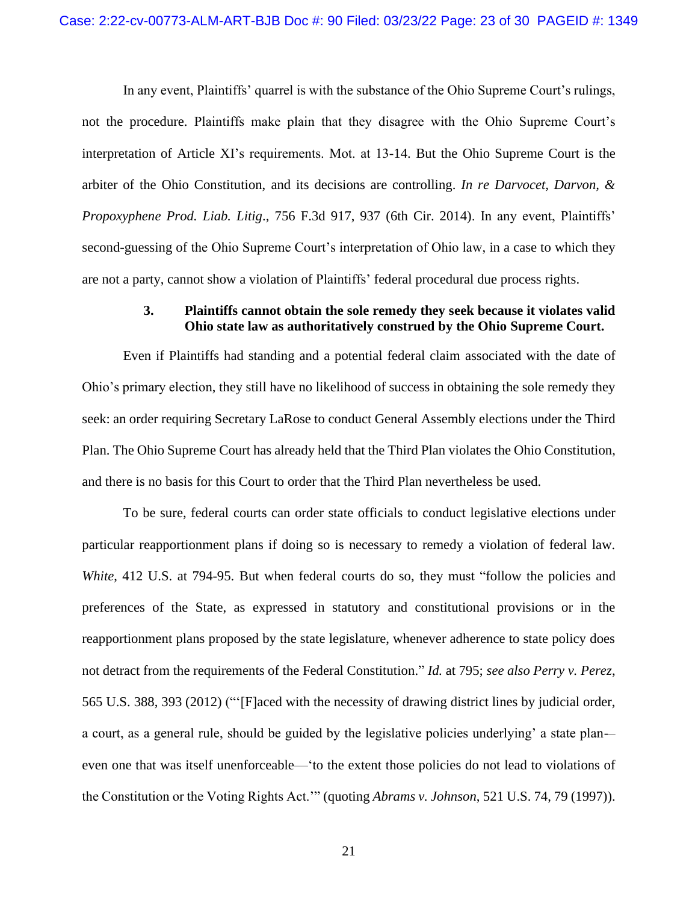In any event, Plaintiffs' quarrel is with the substance of the Ohio Supreme Court's rulings, not the procedure. Plaintiffs make plain that they disagree with the Ohio Supreme Court's interpretation of Article XI's requirements. Mot. at 13-14. But the Ohio Supreme Court is the arbiter of the Ohio Constitution, and its decisions are controlling. *In re Darvocet, Darvon, & Propoxyphene Prod. Liab. Litig*., 756 F.3d 917, 937 (6th Cir. 2014). In any event, Plaintiffs' second-guessing of the Ohio Supreme Court's interpretation of Ohio law, in a case to which they are not a party, cannot show a violation of Plaintiffs' federal procedural due process rights.

#### 3. Plaintiffs cannot obtain the sole remedy they seek because it violates valid Ohio state law as authoritatively construed by the Ohio Supreme Court.

Even if Plaintiffs had standing and a potential federal claim associated with the date of Ohio's primary election, they still have no likelihood of success in obtaining the sole remedy they seek: an order requiring Secretary LaRose to conduct General Assembly elections under the Third Plan. The Ohio Supreme Court has already held that the Third Plan violates the Ohio Constitution, and there is no basis for this Court to order that the Third Plan nevertheless be used.

To be sure, federal courts can order state officials to conduct legislative elections under particular reapportionment plans if doing so is necessary to remedy a violation of federal law. *White*, 412 U.S. at 794-95. But when federal courts do so, they must "follow the policies and preferences of the State, as expressed in statutory and constitutional provisions or in the reapportionment plans proposed by the state legislature, whenever adherence to state policy does not detract from the requirements of the Federal Constitution." *Id.* at 795; *see also Perry v. Perez*, 565 U.S. 388, 393 (2012) ("'[F]aced with the necessity of drawing district lines by judicial order, a court, as a general rule, should be guided by the legislative policies underlying' a state plan-—even one that was itself unenforceable—'to the extent those policies do not lead to violations of the Constitution or the Voting Rights Act.'" (quoting *Abrams v. Johnson*, 521 U.S. 74, 79 (1997)).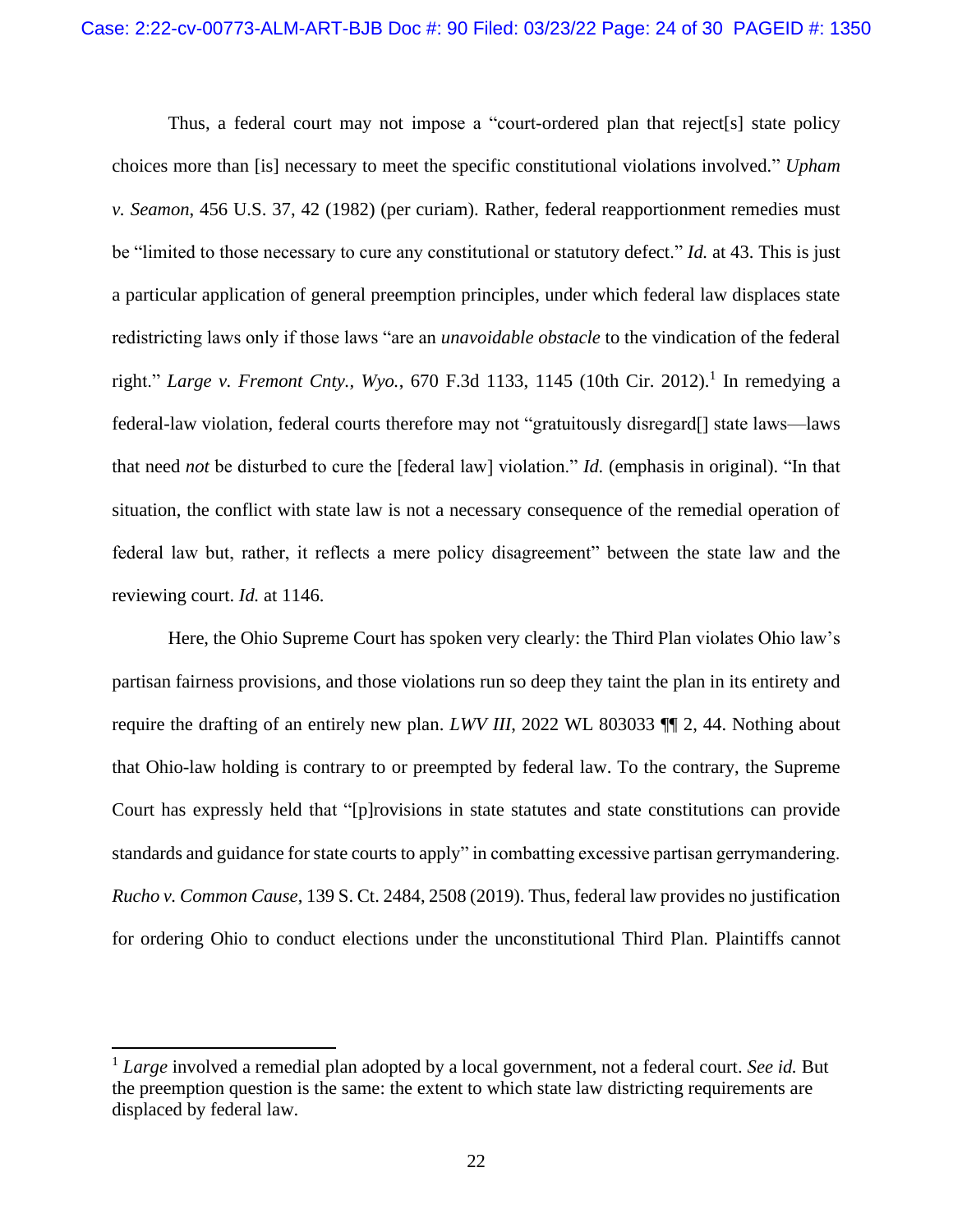Thus, a federal court may not impose a "court-ordered plan that reject[s] state policy choices more than [is] necessary to meet the specific constitutional violations involved." *Upham v. Seamon*, 456 U.S. 37, 42 (1982) (per curiam). Rather, federal reapportionment remedies must be "limited to those necessary to cure any constitutional or statutory defect." *Id.* at 43. This is just a particular application of general preemption principles, under which federal law displaces state redistricting laws only if those laws "are an *unavoidable obstacle* to the vindication of the federal right." *Large v. Fremont Cnty., Wyo.*, 670 F.3d 1133, 1145 (10th Cir. 2012).[1] In remedying a federal-law violation, federal courts therefore may not "gratuitously disregard[] state laws—laws that need *not* be disturbed to cure the [federal law] violation." *Id.* (emphasis in original). "In that situation, the conflict with state law is not a necessary consequence of the remedial operation of federal law but, rather, it reflects a mere policy disagreement" between the state law and the reviewing court. *Id.* at 1146.

Here, the Ohio Supreme Court has spoken very clearly: the Third Plan violates Ohio law's partisan fairness provisions, and those violations run so deep they taint the plan in its entirety and require the drafting of an entirely new plan. *LWV III*, 2022 WL 803033 ¶¶ 2, 44. Nothing about that Ohio-law holding is contrary to or preempted by federal law. To the contrary, the Supreme Court has expressly held that "[p]rovisions in state statutes and state constitutions can provide standards and guidance for state courts to apply" in combatting excessive partisan gerrymandering. *Rucho v. Common Cause*, 139 S. Ct. 2484, 2508 (2019). Thus, federal law provides no justification for ordering Ohio to conduct elections under the unconstitutional Third Plan. Plaintiffs cannot

[1] *Large* involved a remedial plan adopted by a local government, not a federal court. *See id.* But the preemption question is the same: the extent to which state law districting requirements are displaced by federal law.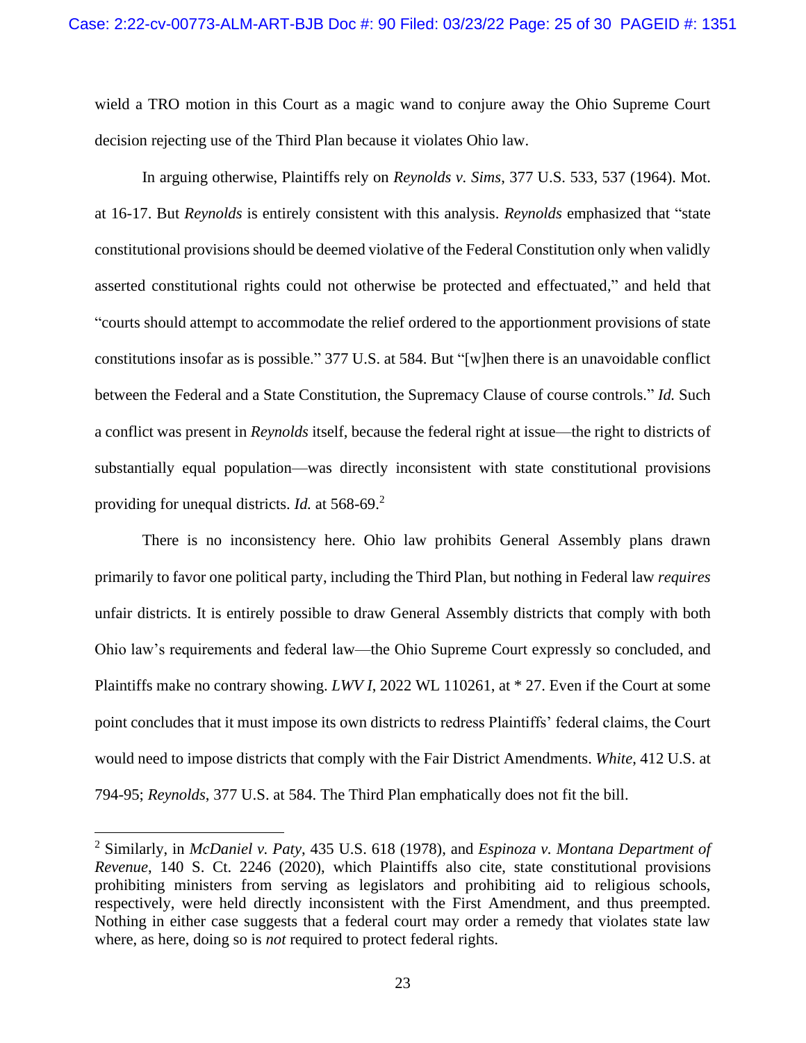wield a TRO motion in this Court as a magic wand to conjure away the Ohio Supreme Court decision rejecting use of the Third Plan because it violates Ohio law.

In arguing otherwise, Plaintiffs rely on *Reynolds v. Sims*, 377 U.S. 533, 537 (1964). Mot. at 16-17. But *Reynolds* is entirely consistent with this analysis. *Reynolds* emphasized that "state constitutional provisions should be deemed violative of the Federal Constitution only when validly asserted constitutional rights could not otherwise be protected and effectuated," and held that "courts should attempt to accommodate the relief ordered to the apportionment provisions of state constitutions insofar as is possible." 377 U.S. at 584. But "[w]hen there is an unavoidable conflict between the Federal and a State Constitution, the Supremacy Clause of course controls." *Id.* Such a conflict was present in *Reynolds* itself, because the federal right at issue—the right to districts of substantially equal population—was directly inconsistent with state constitutional provisions providing for unequal districts. *Id.* at 568-69.[2]

There is no inconsistency here. Ohio law prohibits General Assembly plans drawn primarily to favor one political party, including the Third Plan, but nothing in Federal law *requires* unfair districts. It is entirely possible to draw General Assembly districts that comply with both Ohio law's requirements and federal law—the Ohio Supreme Court expressly so concluded, and Plaintiffs make no contrary showing. *LWV I*, 2022 WL 110261, at * 27. Even if the Court at some point concludes that it must impose its own districts to redress Plaintiffs' federal claims, the Court would need to impose districts that comply with the Fair District Amendments. *White*, 412 U.S. at 794-95; *Reynolds*, 377 U.S. at 584. The Third Plan emphatically does not fit the bill.

---

[2] Similarly, in *McDaniel v. Paty*, 435 U.S. 618 (1978), and *Espinoza v. Montana Department of Revenue*, 140 S. Ct. 2246 (2020), which Plaintiffs also cite, state constitutional provisions prohibiting ministers from serving as legislators and prohibiting aid to religious schools, respectively, were held directly inconsistent with the First Amendment, and thus preempted. Nothing in either case suggests that a federal court may order a remedy that violates state law where, as here, doing so is *not* required to protect federal rights.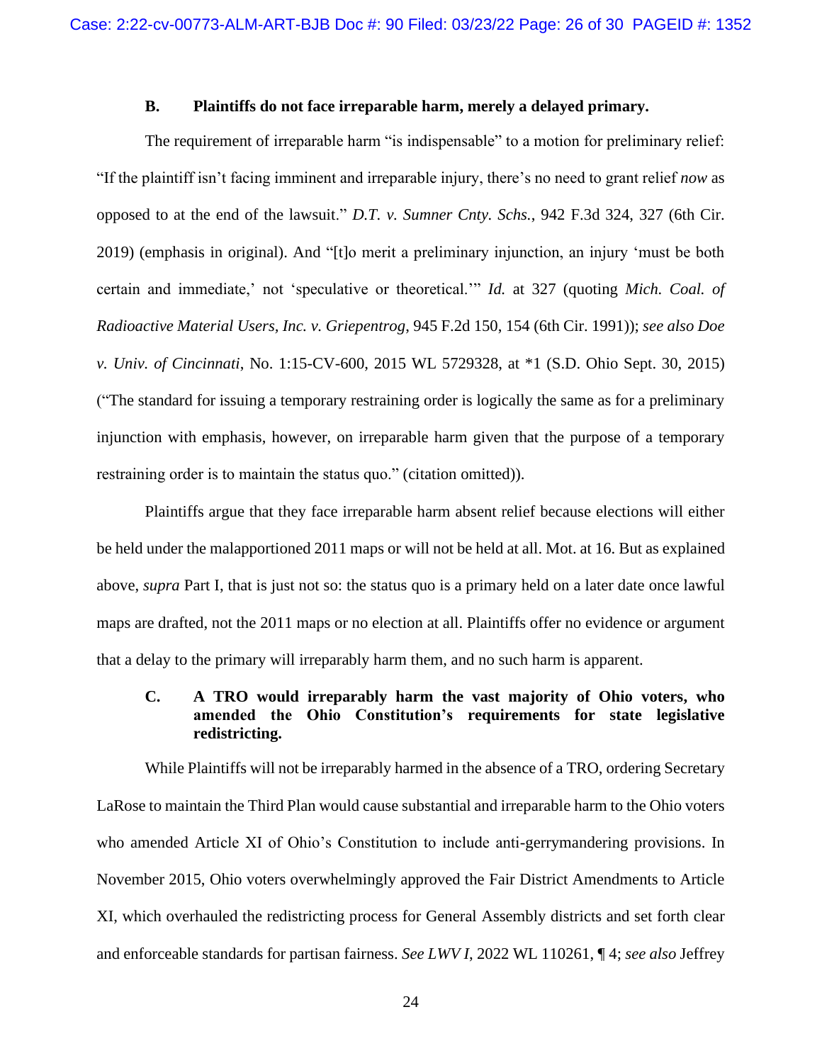### B. Plaintiffs do not face irreparable harm, merely a delayed primary.

The requirement of irreparable harm "is indispensable" to a motion for preliminary relief: "If the plaintiff isn't facing imminent and irreparable injury, there's no need to grant relief *now* as opposed to at the end of the lawsuit." *D.T. v. Sumner Cnty. Schs.*, 942 F.3d 324, 327 (6th Cir. 2019) (emphasis in original). And "[t]o merit a preliminary injunction, an injury 'must be both certain and immediate,' not 'speculative or theoretical.'" *Id.* at 327 (quoting *Mich. Coal. of Radioactive Material Users, Inc. v. Griepentrog*, 945 F.2d 150, 154 (6th Cir. 1991)); *see also Doe v. Univ. of Cincinnati*, No. 1:15-CV-600, 2015 WL 5729328, at *1 (S.D. Ohio Sept. 30, 2015) ("The standard for issuing a temporary restraining order is logically the same as for a preliminary injunction with emphasis, however, on irreparable harm given that the purpose of a temporary restraining order is to maintain the status quo." (citation omitted)).

Plaintiffs argue that they face irreparable harm absent relief because elections will either be held under the malapportioned 2011 maps or will not be held at all. Mot. at 16. But as explained above, *supra* Part I, that is just not so: the status quo is a primary held on a later date once lawful maps are drafted, not the 2011 maps or no election at all. Plaintiffs offer no evidence or argument that a delay to the primary will irreparably harm them, and no such harm is apparent.

### C. A TRO would irreparably harm the vast majority of Ohio voters, who amended the Ohio Constitution's requirements for state legislative redistricting.

While Plaintiffs will not be irreparably harmed in the absence of a TRO, ordering Secretary LaRose to maintain the Third Plan would cause substantial and irreparable harm to the Ohio voters who amended Article XI of Ohio's Constitution to include anti-gerrymandering provisions. In November 2015, Ohio voters overwhelmingly approved the Fair District Amendments to Article XI, which overhauled the redistricting process for General Assembly districts and set forth clear and enforceable standards for partisan fairness. *See LWV I*, 2022 WL 110261, ¶ 4; *see also* Jeffrey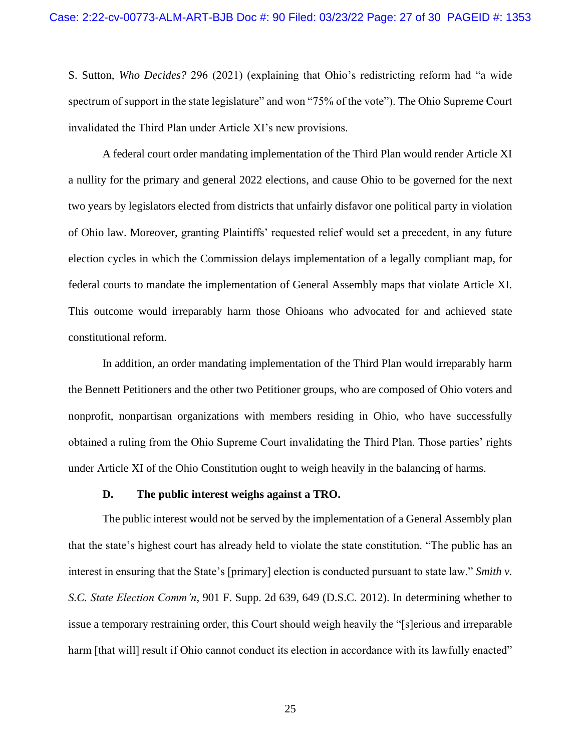S. Sutton, *Who Decides?* 296 (2021) (explaining that Ohio's redistricting reform had "a wide spectrum of support in the state legislature" and won "75% of the vote"). The Ohio Supreme Court invalidated the Third Plan under Article XI's new provisions.

A federal court order mandating implementation of the Third Plan would render Article XI a nullity for the primary and general 2022 elections, and cause Ohio to be governed for the next two years by legislators elected from districts that unfairly disfavor one political party in violation of Ohio law. Moreover, granting Plaintiffs' requested relief would set a precedent, in any future election cycles in which the Commission delays implementation of a legally compliant map, for federal courts to mandate the implementation of General Assembly maps that violate Article XI. This outcome would irreparably harm those Ohioans who advocated for and achieved state constitutional reform.

In addition, an order mandating implementation of the Third Plan would irreparably harm the Bennett Petitioners and the other two Petitioner groups, who are composed of Ohio voters and nonprofit, nonpartisan organizations with members residing in Ohio, who have successfully obtained a ruling from the Ohio Supreme Court invalidating the Third Plan. Those parties' rights under Article XI of the Ohio Constitution ought to weigh heavily in the balancing of harms.

**D. The public interest weighs against a TRO.**

The public interest would not be served by the implementation of a General Assembly plan that the state's highest court has already held to violate the state constitution. "The public has an interest in ensuring that the State's [primary] election is conducted pursuant to state law." *Smith v. S.C. State Election Comm'n*, 901 F. Supp. 2d 639, 649 (D.S.C. 2012). In determining whether to issue a temporary restraining order, this Court should weigh heavily the "[s]erious and irreparable harm [that will] result if Ohio cannot conduct its election in accordance with its lawfully enacted"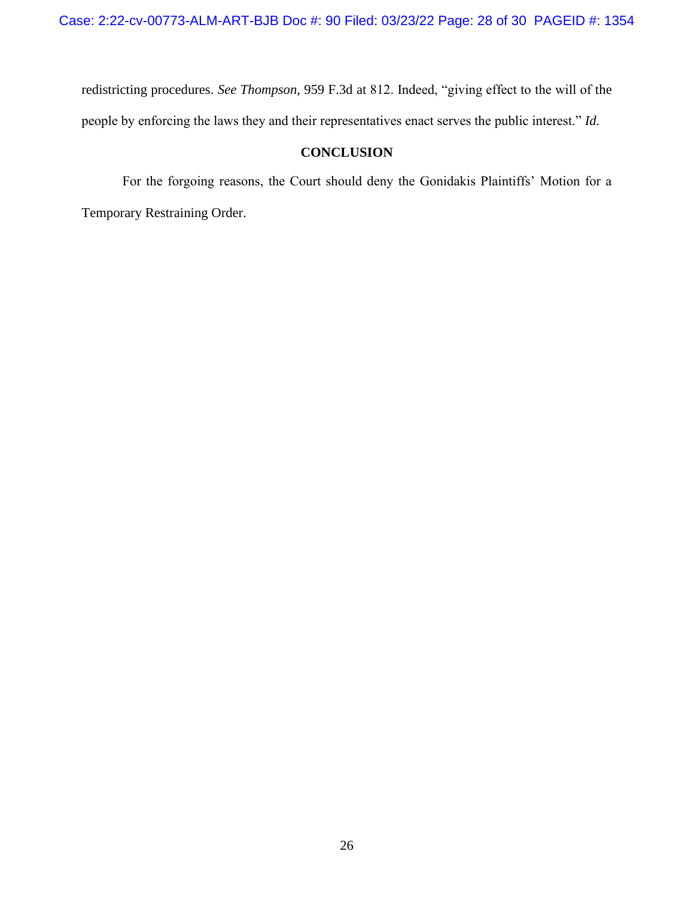redistricting procedures. *See Thompson*, 959 F.3d at 812. Indeed, "giving effect to the will of the people by enforcing the laws they and their representatives enact serves the public interest." *Id.*

## CONCLUSION

For the forgoing reasons, the Court should deny the Gonidakis Plaintiffs' Motion for a Temporary Restraining Order.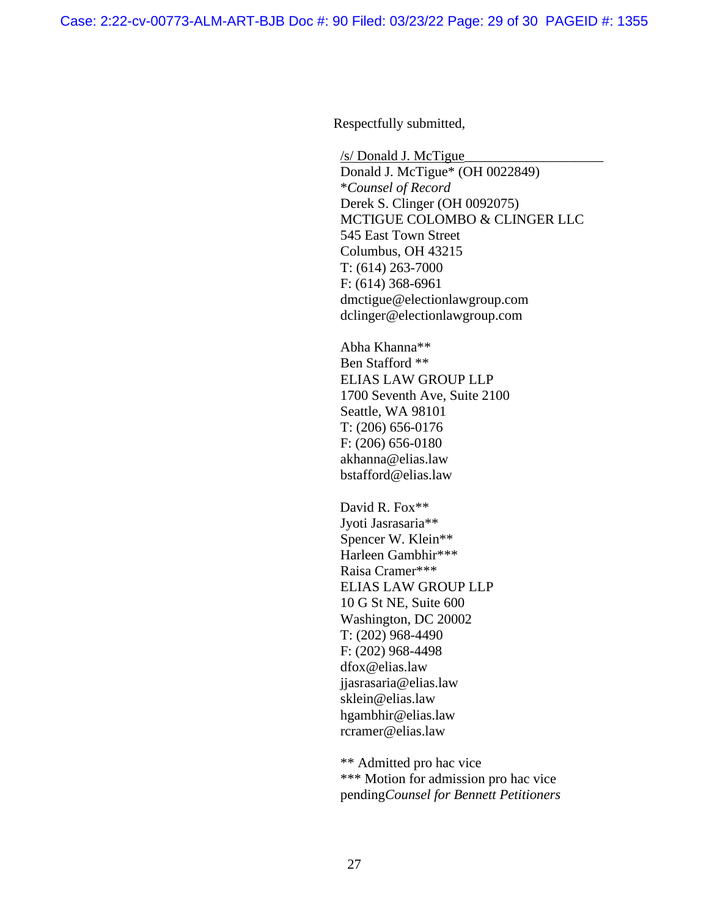Respectfully submitted,

/s/ Donald J. McTigue____________________
Donald J. McTigue* (OH 0022849)
**Counsel of Record*
Derek S. Clinger (OH 0092075)
MCTIGUE COLOMBO & CLINGER LLC
545 East Town Street
Columbus, OH 43215
T: (614) 263-7000
F: (614) 368-6961
dmctigue@electionlawgroup.com
dclinger@electionlawgroup.com

Abha Khanna**
Ben Stafford **
ELIAS LAW GROUP LLP
1700 Seventh Ave, Suite 2100
Seattle, WA 98101
T: (206) 656-0176
F: (206) 656-0180
akhanna@elias.law
bstafford@elias.law

David R. Fox**
Jyoti Jasrasaria**
Spencer W. Klein**
Harleen Gambhir***
Raisa Cramer***
ELIAS LAW GROUP LLP
10 G St NE, Suite 600
Washington, DC 20002
T: (202) 968-4490
F: (202) 968-4498
dfox@elias.law
jjasrasaria@elias.law
sklein@elias.law
hgambhir@elias.law
rcramer@elias.law

** Admitted pro hac vice
*** Motion for admission pro hac vice pending*Counsel for Bennett Petitioners*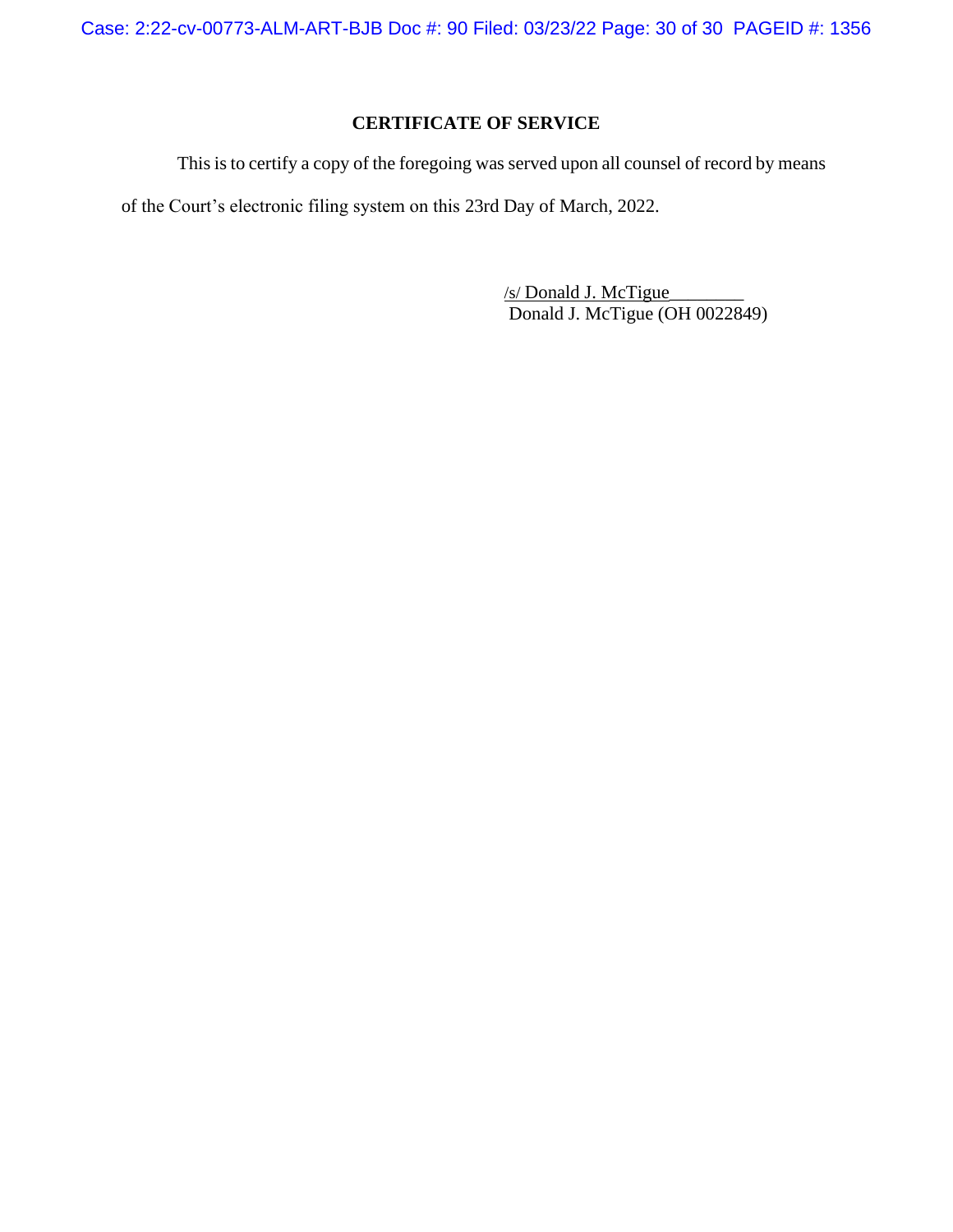## CERTIFICATE OF SERVICE

This is to certify a copy of the foregoing was served upon all counsel of record by means of the Court's electronic filing system on this 23rd Day of March, 2022.

/s/ Donald J. McTigue
Donald J. McTigue (OH 0022849)